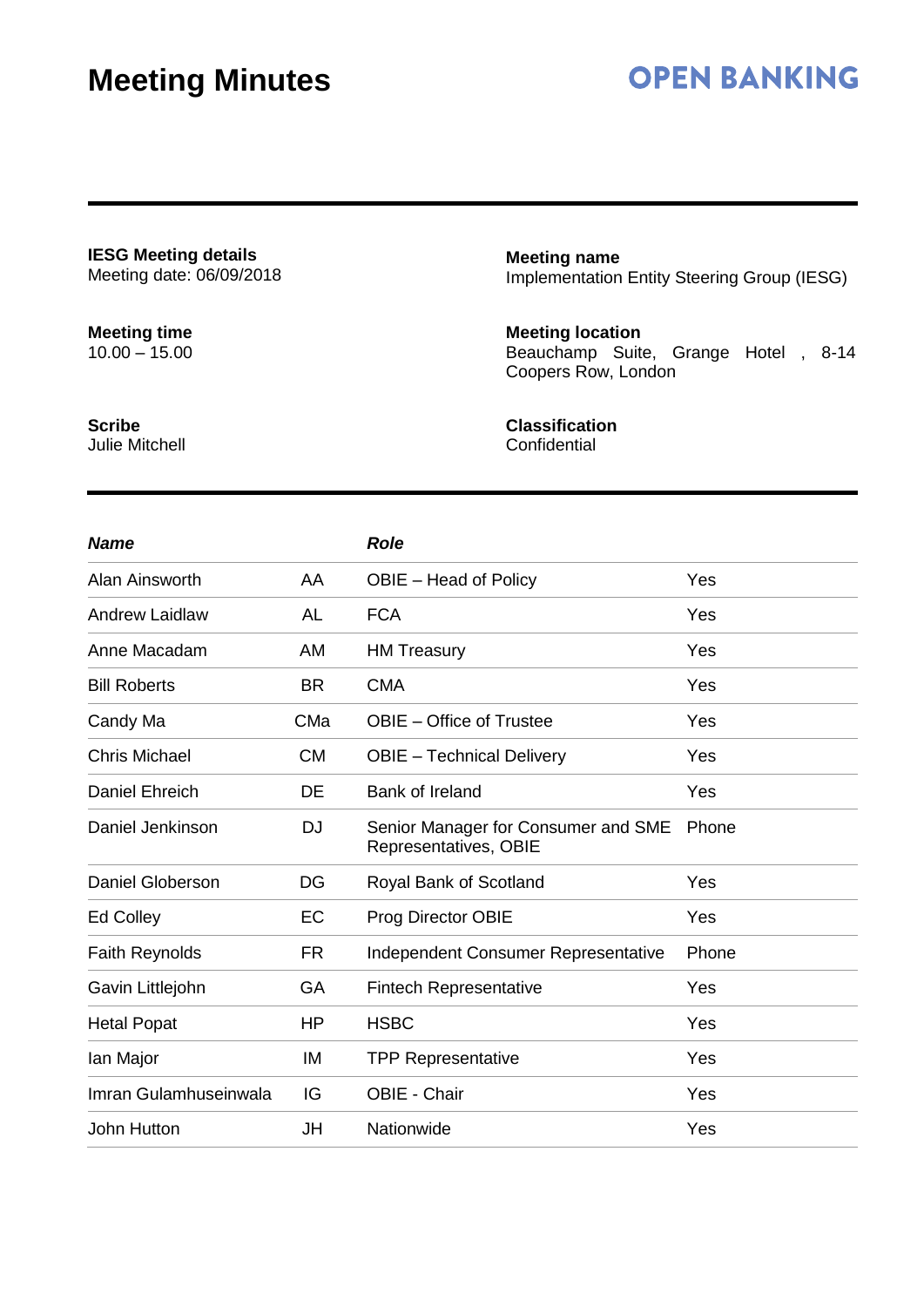# Meeting Minutes

**OPEN BANKING**

**IESG Meeting details**
Meeting date: 06/09/2018

**Meeting name**
Implementation Entity Steering Group (IESG)

**Meeting time**
10.00 – 15.00

**Meeting location**
Beauchamp Suite, Grange Hotel , 8-14 Coopers Row, London

**Scribe**
Julie Mitchell

**Classification**
Confidential

| *Name* | | *Role* | |
|---|---|---|---|
| Alan Ainsworth | AA | OBIE – Head of Policy | Yes |
| Andrew Laidlaw | AL | FCA | Yes |
| Anne Macadam | AM | HM Treasury | Yes |
| Bill Roberts | BR | CMA | Yes |
| Candy Ma | CMa | OBIE – Office of Trustee | Yes |
| Chris Michael | CM | OBIE – Technical Delivery | Yes |
| Daniel Ehreich | DE | Bank of Ireland | Yes |
| Daniel Jenkinson | DJ | Senior Manager for Consumer and SME Representatives, OBIE | Phone |
| Daniel Globerson | DG | Royal Bank of Scotland | Yes |
| Ed Colley | EC | Prog Director OBIE | Yes |
| Faith Reynolds | FR | Independent Consumer Representative | Phone |
| Gavin Littlejohn | GA | Fintech Representative | Yes |
| Hetal Popat | HP | HSBC | Yes |
| Ian Major | IM | TPP Representative | Yes |
| Imran Gulamhuseinwala | IG | OBIE - Chair | Yes |
| John Hutton | JH | Nationwide | Yes |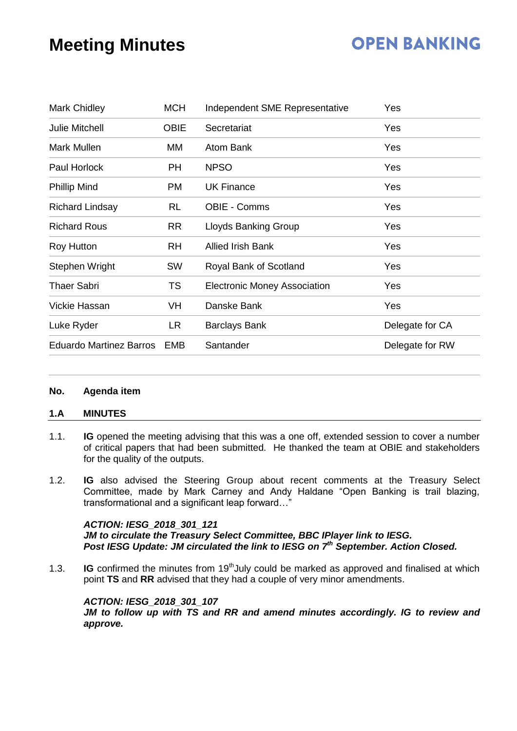| | | | |
|---|---|---|---|
| Mark Chidley | MCH | Independent SME Representative | Yes |
| Julie Mitchell | OBIE | Secretariat | Yes |
| Mark Mullen | MM | Atom Bank | Yes |
| Paul Horlock | PH | NPSO | Yes |
| Phillip Mind | PM | UK Finance | Yes |
| Richard Lindsay | RL | OBIE - Comms | Yes |
| Richard Rous | RR | Lloyds Banking Group | Yes |
| Roy Hutton | RH | Allied Irish Bank | Yes |
| Stephen Wright | SW | Royal Bank of Scotland | Yes |
| Thaer Sabri | TS | Electronic Money Association | Yes |
| Vickie Hassan | VH | Danske Bank | Yes |
| Luke Ryder | LR | Barclays Bank | Delegate for CA |
| Eduardo Martinez Barros | EMB | Santander | Delegate for RW |

| No. | Agenda item |
|---|---|
| **1.A** | **MINUTES** |

1.1. **IG** opened the meeting advising that this was a one off, extended session to cover a number of critical papers that had been submitted. He thanked the team at OBIE and stakeholders for the quality of the outputs.

1.2. **IG** also advised the Steering Group about recent comments at the Treasury Select Committee, made by Mark Carney and Andy Haldane "Open Banking is trail blazing, transformational and a significant leap forward…"

***ACTION: IESG_2018_301_121***
***JM to circulate the Treasury Select Committee, BBC IPlayer link to IESG.***
***Post IESG Update: JM circulated the link to IESG on 7th September. Action Closed.***

1.3. **IG** confirmed the minutes from 19th July could be marked as approved and finalised at which point **TS** and **RR** advised that they had a couple of very minor amendments.

***ACTION: IESG_2018_301_107***
***JM to follow up with TS and RR and amend minutes accordingly. IG to review and approve.***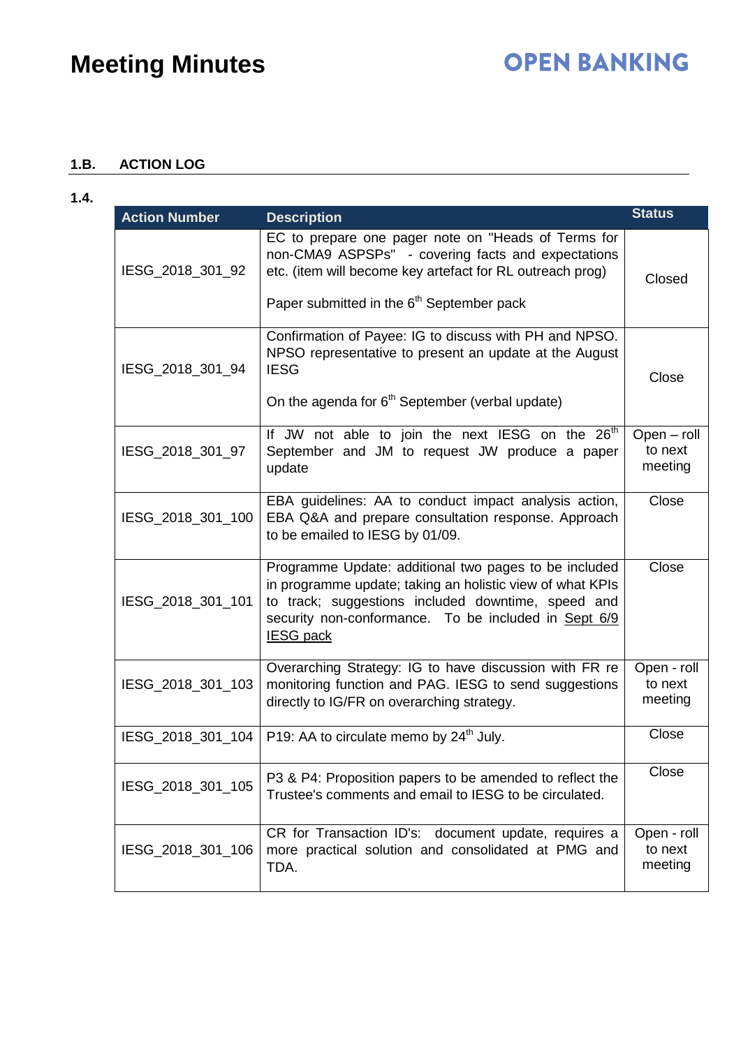## 1.B. ACTION LOG

**1.4.**

| Action Number | Description | Status |
|---|---|---|
| IESG_2018_301_92 | EC to prepare one pager note on "Heads of Terms for non-CMA9 ASPSPs" - covering facts and expectations etc. (item will become key artefact for RL outreach prog)<br><br>Paper submitted in the 6th September pack | Closed |
| IESG_2018_301_94 | Confirmation of Payee: IG to discuss with PH and NPSO. NPSO representative to present an update at the August IESG<br><br>On the agenda for 6th September (verbal update) | Close |
| IESG_2018_301_97 | If JW not able to join the next IESG on the 26th September and JM to request JW produce a paper update | Open – roll to next meeting |
| IESG_2018_301_100 | EBA guidelines: AA to conduct impact analysis action, EBA Q&A and prepare consultation response. Approach to be emailed to IESG by 01/09. | Close |
| IESG_2018_301_101 | Programme Update: additional two pages to be included in programme update; taking an holistic view of what KPIs to track; suggestions included downtime, speed and security non-conformance. To be included in <u>Sept 6/9 IESG pack</u> | Close |
| IESG_2018_301_103 | Overarching Strategy: IG to have discussion with FR re monitoring function and PAG. IESG to send suggestions directly to IG/FR on overarching strategy. | Open - roll to next meeting |
| IESG_2018_301_104 | P19: AA to circulate memo by 24th July. | Close |
| IESG_2018_301_105 | P3 & P4: Proposition papers to be amended to reflect the Trustee's comments and email to IESG to be circulated. | Close |
| IESG_2018_301_106 | CR for Transaction ID's: document update, requires a more practical solution and consolidated at PMG and TDA. | Open - roll to next meeting |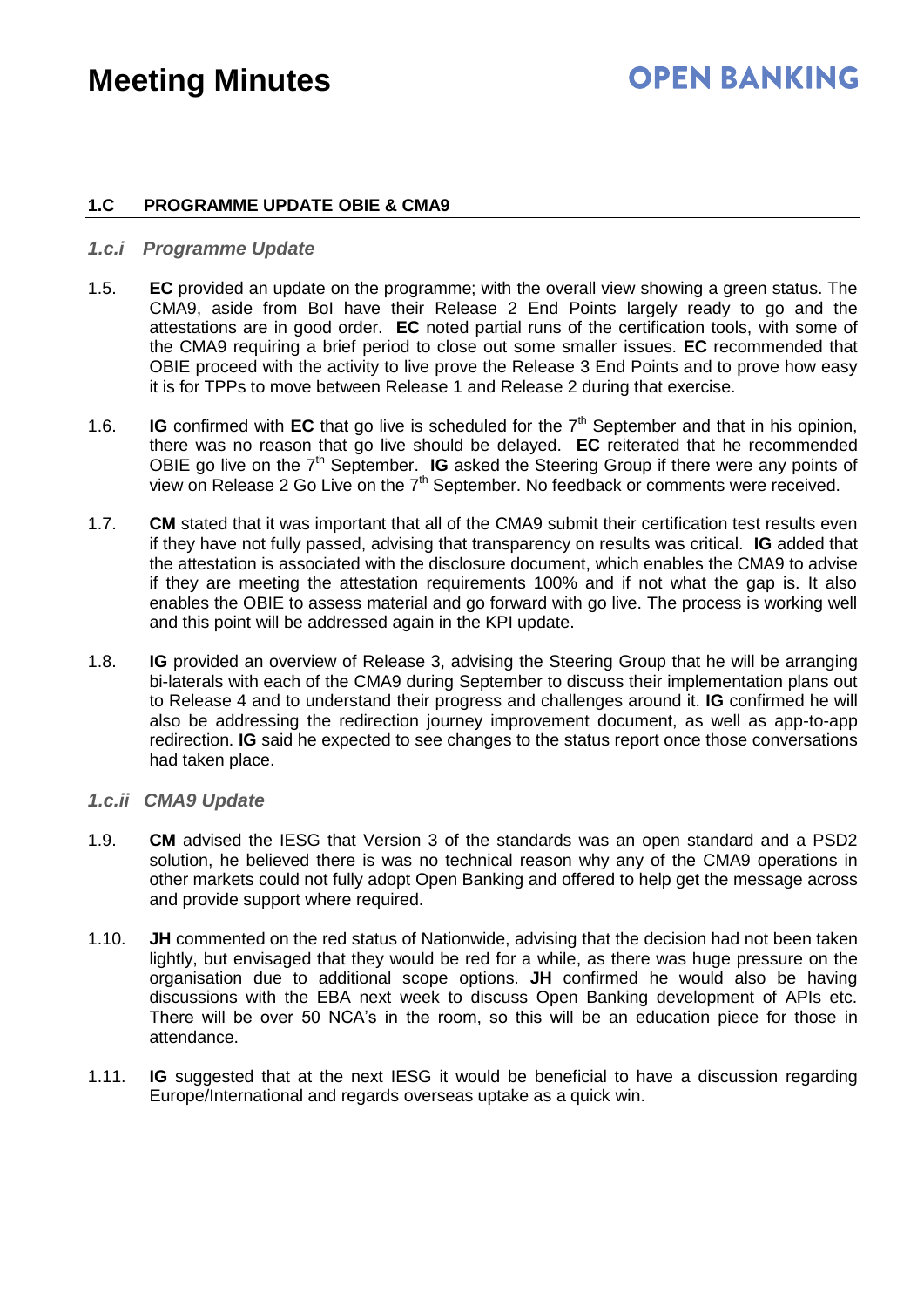## 1.C PROGRAMME UPDATE OBIE & CMA9

### *1.c.i Programme Update*

1.5. **EC** provided an update on the programme; with the overall view showing a green status. The CMA9, aside from BoI have their Release 2 End Points largely ready to go and the attestations are in good order. **EC** noted partial runs of the certification tools, with some of the CMA9 requiring a brief period to close out some smaller issues. **EC** recommended that OBIE proceed with the activity to live prove the Release 3 End Points and to prove how easy it is for TPPs to move between Release 1 and Release 2 during that exercise.

1.6. **IG** confirmed with **EC** that go live is scheduled for the 7th September and that in his opinion, there was no reason that go live should be delayed. **EC** reiterated that he recommended OBIE go live on the 7th September. **IG** asked the Steering Group if there were any points of view on Release 2 Go Live on the 7th September. No feedback or comments were received.

1.7. **CM** stated that it was important that all of the CMA9 submit their certification test results even if they have not fully passed, advising that transparency on results was critical. **IG** added that the attestation is associated with the disclosure document, which enables the CMA9 to advise if they are meeting the attestation requirements 100% and if not what the gap is. It also enables the OBIE to assess material and go forward with go live. The process is working well and this point will be addressed again in the KPI update.

1.8. **IG** provided an overview of Release 3, advising the Steering Group that he will be arranging bi-laterals with each of the CMA9 during September to discuss their implementation plans out to Release 4 and to understand their progress and challenges around it. **IG** confirmed he will also be addressing the redirection journey improvement document, as well as app-to-app redirection. **IG** said he expected to see changes to the status report once those conversations had taken place.

### *1.c.ii CMA9 Update*

1.9. **CM** advised the IESG that Version 3 of the standards was an open standard and a PSD2 solution, he believed there is was no technical reason why any of the CMA9 operations in other markets could not fully adopt Open Banking and offered to help get the message across and provide support where required.

1.10. **JH** commented on the red status of Nationwide, advising that the decision had not been taken lightly, but envisaged that they would be red for a while, as there was huge pressure on the organisation due to additional scope options. **JH** confirmed he would also be having discussions with the EBA next week to discuss Open Banking development of APIs etc. There will be over 50 NCA's in the room, so this will be an education piece for those in attendance.

1.11. **IG** suggested that at the next IESG it would be beneficial to have a discussion regarding Europe/International and regards overseas uptake as a quick win.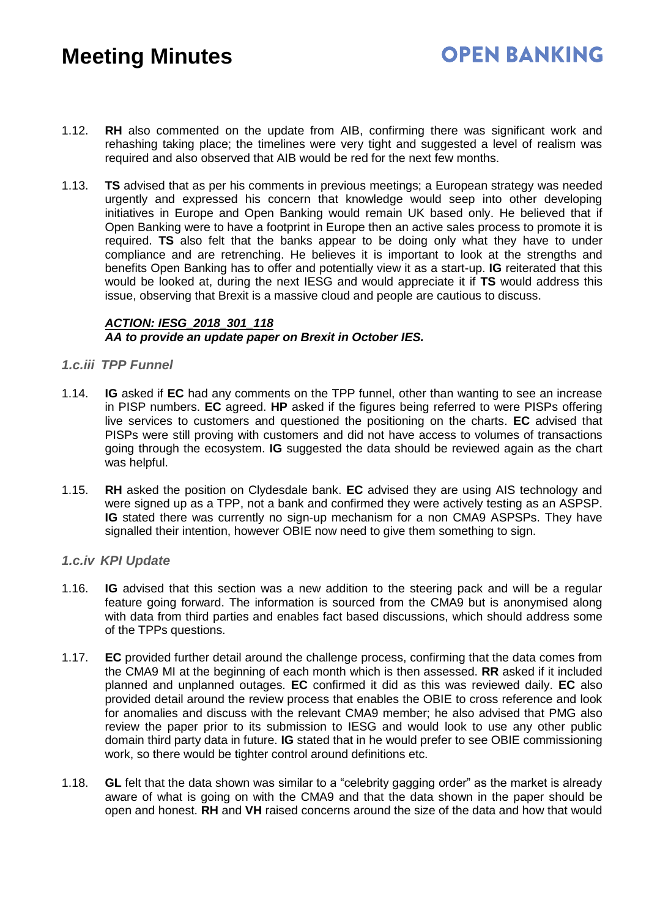1.12. **RH** also commented on the update from AIB, confirming there was significant work and rehashing taking place; the timelines were very tight and suggested a level of realism was required and also observed that AIB would be red for the next few months.

1.13. **TS** advised that as per his comments in previous meetings; a European strategy was needed urgently and expressed his concern that knowledge would seep into other developing initiatives in Europe and Open Banking would remain UK based only. He believed that if Open Banking were to have a footprint in Europe then an active sales process to promote it is required. **TS** also felt that the banks appear to be doing only what they have to under compliance and are retrenching. He believes it is important to look at the strengths and benefits Open Banking has to offer and potentially view it as a start-up. **IG** reiterated that this would be looked at, during the next IESG and would appreciate it if **TS** would address this issue, observing that Brexit is a massive cloud and people are cautious to discuss.

***ACTION: IESG_2018_301_118***
***AA to provide an update paper on Brexit in October IES.***

### *1.c.iii TPP Funnel*

1.14. **IG** asked if **EC** had any comments on the TPP funnel, other than wanting to see an increase in PISP numbers. **EC** agreed. **HP** asked if the figures being referred to were PISPs offering live services to customers and questioned the positioning on the charts. **EC** advised that PISPs were still proving with customers and did not have access to volumes of transactions going through the ecosystem. **IG** suggested the data should be reviewed again as the chart was helpful.

1.15. **RH** asked the position on Clydesdale bank. **EC** advised they are using AIS technology and were signed up as a TPP, not a bank and confirmed they were actively testing as an ASPSP. **IG** stated there was currently no sign-up mechanism for a non CMA9 ASPSPs. They have signalled their intention, however OBIE now need to give them something to sign.

### *1.c.iv KPI Update*

1.16. **IG** advised that this section was a new addition to the steering pack and will be a regular feature going forward. The information is sourced from the CMA9 but is anonymised along with data from third parties and enables fact based discussions, which should address some of the TPPs questions.

1.17. **EC** provided further detail around the challenge process, confirming that the data comes from the CMA9 MI at the beginning of each month which is then assessed. **RR** asked if it included planned and unplanned outages. **EC** confirmed it did as this was reviewed daily. **EC** also provided detail around the review process that enables the OBIE to cross reference and look for anomalies and discuss with the relevant CMA9 member; he also advised that PMG also review the paper prior to its submission to IESG and would look to use any other public domain third party data in future. **IG** stated that in he would prefer to see OBIE commissioning work, so there would be tighter control around definitions etc.

1.18. **GL** felt that the data shown was similar to a "celebrity gagging order" as the market is already aware of what is going on with the CMA9 and that the data shown in the paper should be open and honest. **RH** and **VH** raised concerns around the size of the data and how that would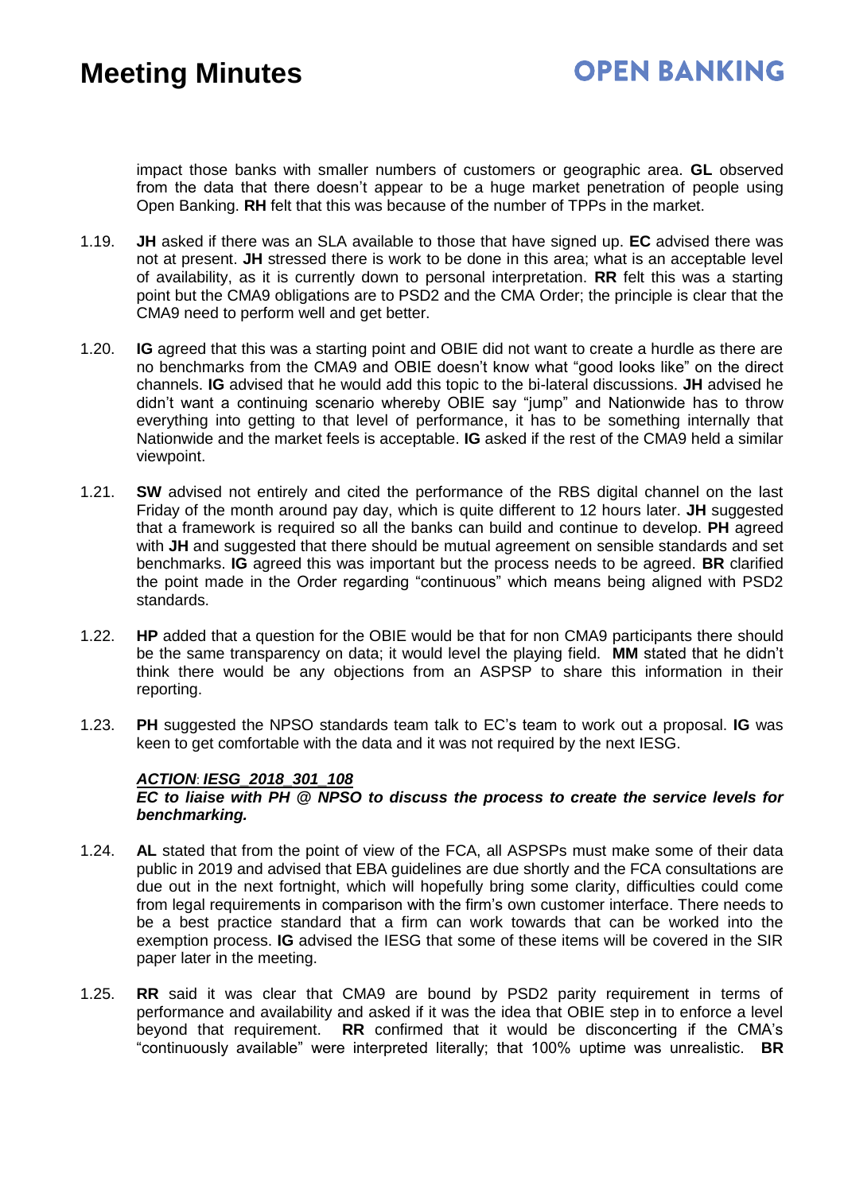impact those banks with smaller numbers of customers or geographic area. **GL** observed from the data that there doesn't appear to be a huge market penetration of people using Open Banking. **RH** felt that this was because of the number of TPPs in the market.

1.19. **JH** asked if there was an SLA available to those that have signed up. **EC** advised there was not at present. **JH** stressed there is work to be done in this area; what is an acceptable level of availability, as it is currently down to personal interpretation. **RR** felt this was a starting point but the CMA9 obligations are to PSD2 and the CMA Order; the principle is clear that the CMA9 need to perform well and get better.

1.20. **IG** agreed that this was a starting point and OBIE did not want to create a hurdle as there are no benchmarks from the CMA9 and OBIE doesn't know what "good looks like" on the direct channels. **IG** advised that he would add this topic to the bi-lateral discussions. **JH** advised he didn't want a continuing scenario whereby OBIE say "jump" and Nationwide has to throw everything into getting to that level of performance, it has to be something internally that Nationwide and the market feels is acceptable. **IG** asked if the rest of the CMA9 held a similar viewpoint.

1.21. **SW** advised not entirely and cited the performance of the RBS digital channel on the last Friday of the month around pay day, which is quite different to 12 hours later. **JH** suggested that a framework is required so all the banks can build and continue to develop. **PH** agreed with **JH** and suggested that there should be mutual agreement on sensible standards and set benchmarks. **IG** agreed this was important but the process needs to be agreed. **BR** clarified the point made in the Order regarding "continuous" which means being aligned with PSD2 standards.

1.22. **HP** added that a question for the OBIE would be that for non CMA9 participants there should be the same transparency on data; it would level the playing field. **MM** stated that he didn't think there would be any objections from an ASPSP to share this information in their reporting.

1.23. **PH** suggested the NPSO standards team talk to EC's team to work out a proposal. **IG** was keen to get comfortable with the data and it was not required by the next IESG.

***ACTION*: *IESG_2018_301_108***
***EC to liaise with PH @ NPSO to discuss the process to create the service levels for benchmarking.***

1.24. **AL** stated that from the point of view of the FCA, all ASPSPs must make some of their data public in 2019 and advised that EBA guidelines are due shortly and the FCA consultations are due out in the next fortnight, which will hopefully bring some clarity, difficulties could come from legal requirements in comparison with the firm's own customer interface. There needs to be a best practice standard that a firm can work towards that can be worked into the exemption process. **IG** advised the IESG that some of these items will be covered in the SIR paper later in the meeting.

1.25. **RR** said it was clear that CMA9 are bound by PSD2 parity requirement in terms of performance and availability and asked if it was the idea that OBIE step in to enforce a level beyond that requirement. **RR** confirmed that it would be disconcerting if the CMA's "continuously available" were interpreted literally; that 100% uptime was unrealistic. **BR**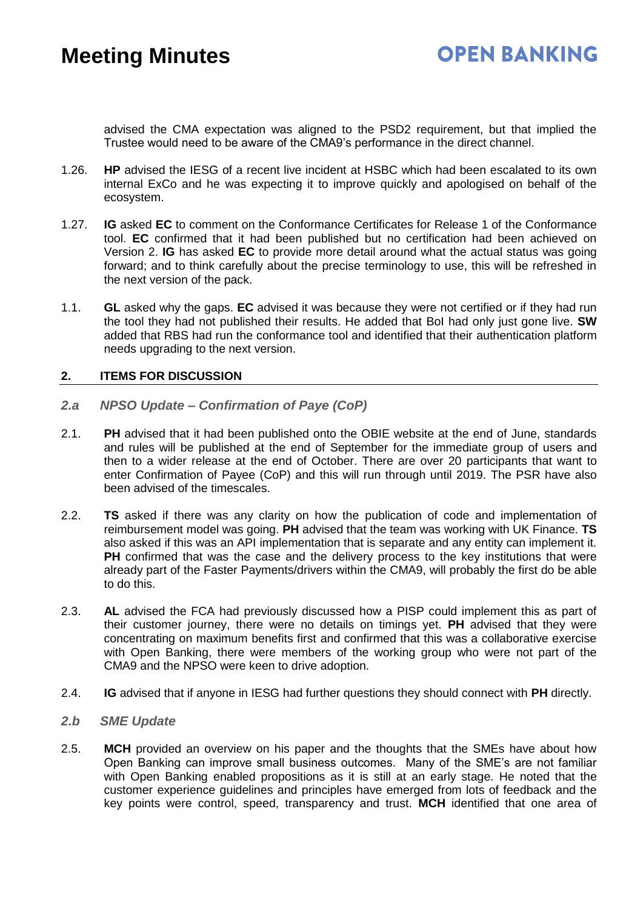advised the CMA expectation was aligned to the PSD2 requirement, but that implied the Trustee would need to be aware of the CMA9's performance in the direct channel.

1.26. **HP** advised the IESG of a recent live incident at HSBC which had been escalated to its own internal ExCo and he was expecting it to improve quickly and apologised on behalf of the ecosystem.

1.27. **IG** asked **EC** to comment on the Conformance Certificates for Release 1 of the Conformance tool. **EC** confirmed that it had been published but no certification had been achieved on Version 2. **IG** has asked **EC** to provide more detail around what the actual status was going forward; and to think carefully about the precise terminology to use, this will be refreshed in the next version of the pack.

1.1. **GL** asked why the gaps. **EC** advised it was because they were not certified or if they had run the tool they had not published their results. He added that BoI had only just gone live. **SW** added that RBS had run the conformance tool and identified that their authentication platform needs upgrading to the next version.

## 2. ITEMS FOR DISCUSSION

### *2.a NPSO Update – Confirmation of Paye (CoP)*

2.1. **PH** advised that it had been published onto the OBIE website at the end of June, standards and rules will be published at the end of September for the immediate group of users and then to a wider release at the end of October. There are over 20 participants that want to enter Confirmation of Payee (CoP) and this will run through until 2019. The PSR have also been advised of the timescales.

2.2. **TS** asked if there was any clarity on how the publication of code and implementation of reimbursement model was going. **PH** advised that the team was working with UK Finance. **TS** also asked if this was an API implementation that is separate and any entity can implement it. **PH** confirmed that was the case and the delivery process to the key institutions that were already part of the Faster Payments/drivers within the CMA9, will probably the first do be able to do this.

2.3. **AL** advised the FCA had previously discussed how a PISP could implement this as part of their customer journey, there were no details on timings yet. **PH** advised that they were concentrating on maximum benefits first and confirmed that this was a collaborative exercise with Open Banking, there were members of the working group who were not part of the CMA9 and the NPSO were keen to drive adoption.

2.4. **IG** advised that if anyone in IESG had further questions they should connect with **PH** directly.

### *2.b SME Update*

2.5. **MCH** provided an overview on his paper and the thoughts that the SMEs have about how Open Banking can improve small business outcomes. Many of the SME's are not familiar with Open Banking enabled propositions as it is still at an early stage. He noted that the customer experience guidelines and principles have emerged from lots of feedback and the key points were control, speed, transparency and trust. **MCH** identified that one area of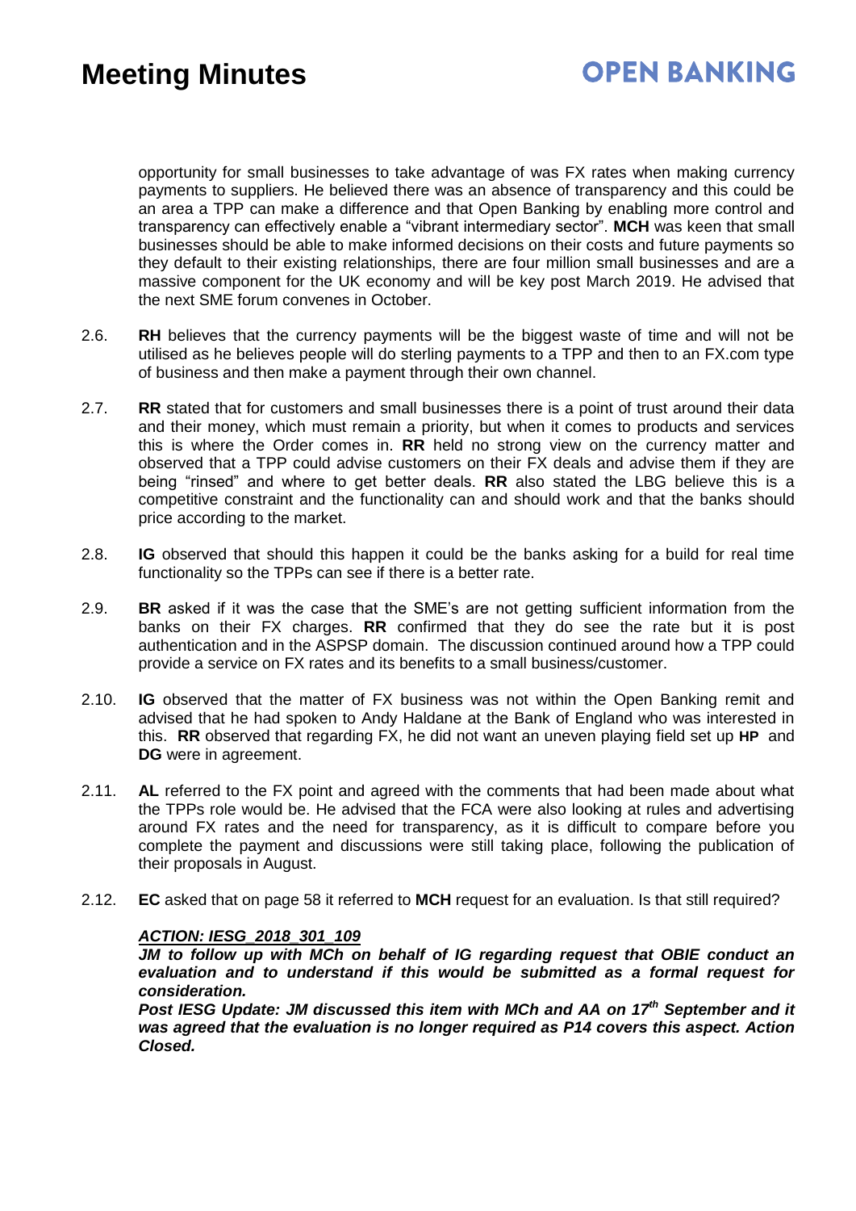opportunity for small businesses to take advantage of was FX rates when making currency payments to suppliers. He believed there was an absence of transparency and this could be an area a TPP can make a difference and that Open Banking by enabling more control and transparency can effectively enable a "vibrant intermediary sector". **MCH** was keen that small businesses should be able to make informed decisions on their costs and future payments so they default to their existing relationships, there are four million small businesses and are a massive component for the UK economy and will be key post March 2019. He advised that the next SME forum convenes in October.

2.6. **RH** believes that the currency payments will be the biggest waste of time and will not be utilised as he believes people will do sterling payments to a TPP and then to an FX.com type of business and then make a payment through their own channel.

2.7. **RR** stated that for customers and small businesses there is a point of trust around their data and their money, which must remain a priority, but when it comes to products and services this is where the Order comes in. **RR** held no strong view on the currency matter and observed that a TPP could advise customers on their FX deals and advise them if they are being "rinsed" and where to get better deals. **RR** also stated the LBG believe this is a competitive constraint and the functionality can and should work and that the banks should price according to the market.

2.8. **IG** observed that should this happen it could be the banks asking for a build for real time functionality so the TPPs can see if there is a better rate.

2.9. **BR** asked if it was the case that the SME's are not getting sufficient information from the banks on their FX charges. **RR** confirmed that they do see the rate but it is post authentication and in the ASPSP domain. The discussion continued around how a TPP could provide a service on FX rates and its benefits to a small business/customer.

2.10. **IG** observed that the matter of FX business was not within the Open Banking remit and advised that he had spoken to Andy Haldane at the Bank of England who was interested in this. **RR** observed that regarding FX, he did not want an uneven playing field set up **HP** and **DG** were in agreement.

2.11. **AL** referred to the FX point and agreed with the comments that had been made about what the TPPs role would be. He advised that the FCA were also looking at rules and advertising around FX rates and the need for transparency, as it is difficult to compare before you complete the payment and discussions were still taking place, following the publication of their proposals in August.

2.12. **EC** asked that on page 58 it referred to **MCH** request for an evaluation. Is that still required?

***ACTION: IESG_2018_301_109***

***JM to follow up with MCh on behalf of IG regarding request that OBIE conduct an evaluation and to understand if this would be submitted as a formal request for consideration.***

***Post IESG Update: JM discussed this item with MCh and AA on 17th September and it was agreed that the evaluation is no longer required as P14 covers this aspect. Action Closed.***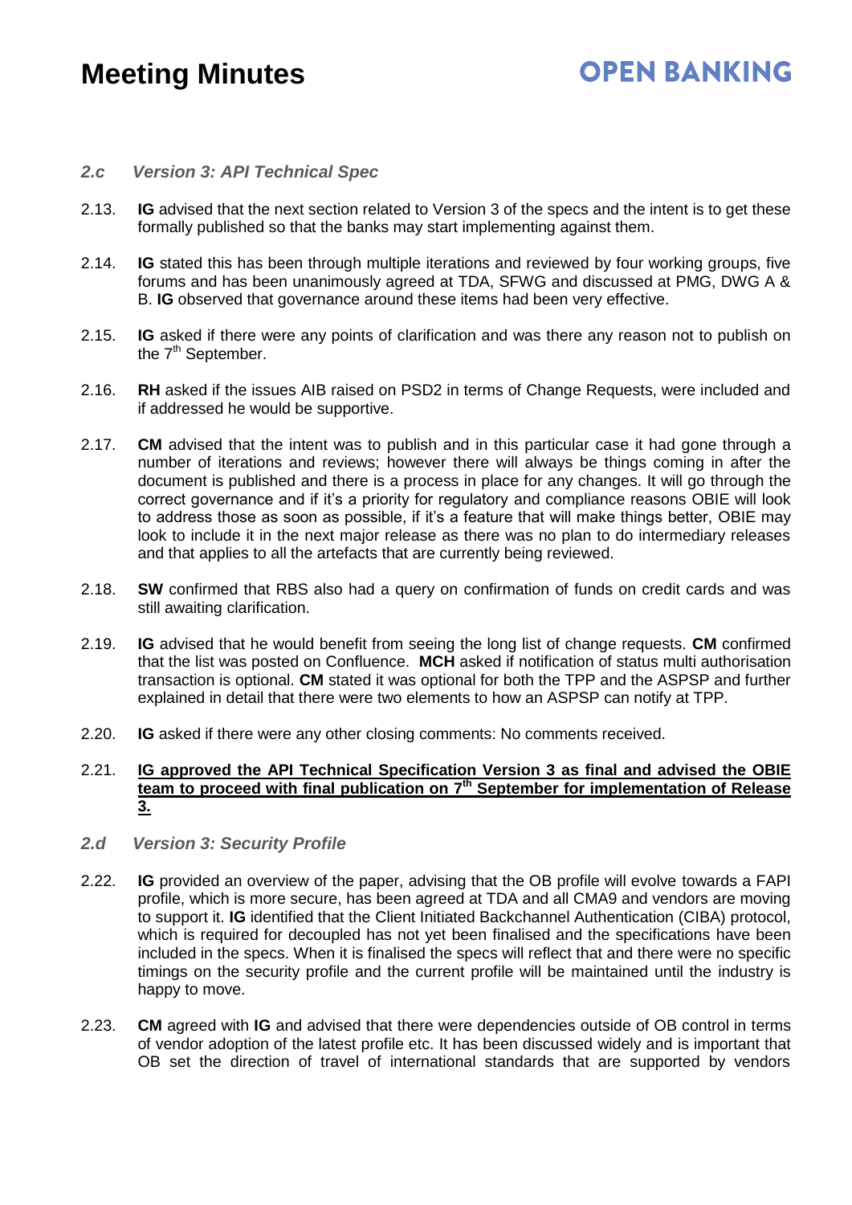### *2.c Version 3: API Technical Spec*

2.13. **IG** advised that the next section related to Version 3 of the specs and the intent is to get these formally published so that the banks may start implementing against them.

2.14. **IG** stated this has been through multiple iterations and reviewed by four working groups, five forums and has been unanimously agreed at TDA, SFWG and discussed at PMG, DWG A & B. **IG** observed that governance around these items had been very effective.

2.15. **IG** asked if there were any points of clarification and was there any reason not to publish on the 7th September.

2.16. **RH** asked if the issues AIB raised on PSD2 in terms of Change Requests, were included and if addressed he would be supportive.

2.17. **CM** advised that the intent was to publish and in this particular case it had gone through a number of iterations and reviews; however there will always be things coming in after the document is published and there is a process in place for any changes. It will go through the correct governance and if it's a priority for regulatory and compliance reasons OBIE will look to address those as soon as possible, if it's a feature that will make things better, OBIE may look to include it in the next major release as there was no plan to do intermediary releases and that applies to all the artefacts that are currently being reviewed.

2.18. **SW** confirmed that RBS also had a query on confirmation of funds on credit cards and was still awaiting clarification.

2.19. **IG** advised that he would benefit from seeing the long list of change requests. **CM** confirmed that the list was posted on Confluence. **MCH** asked if notification of status multi authorisation transaction is optional. **CM** stated it was optional for both the TPP and the ASPSP and further explained in detail that there were two elements to how an ASPSP can notify at TPP.

2.20. **IG** asked if there were any other closing comments: No comments received.

2.21. **<u>IG approved the API Technical Specification Version 3 as final and advised the OBIE team to proceed with final publication on 7th September for implementation of Release 3.</u>**

### *2.d Version 3: Security Profile*

2.22. **IG** provided an overview of the paper, advising that the OB profile will evolve towards a FAPI profile, which is more secure, has been agreed at TDA and all CMA9 and vendors are moving to support it. **IG** identified that the Client Initiated Backchannel Authentication (CIBA) protocol, which is required for decoupled has not yet been finalised and the specifications have been included in the specs. When it is finalised the specs will reflect that and there were no specific timings on the security profile and the current profile will be maintained until the industry is happy to move.

2.23. **CM** agreed with **IG** and advised that there were dependencies outside of OB control in terms of vendor adoption of the latest profile etc. It has been discussed widely and is important that OB set the direction of travel of international standards that are supported by vendors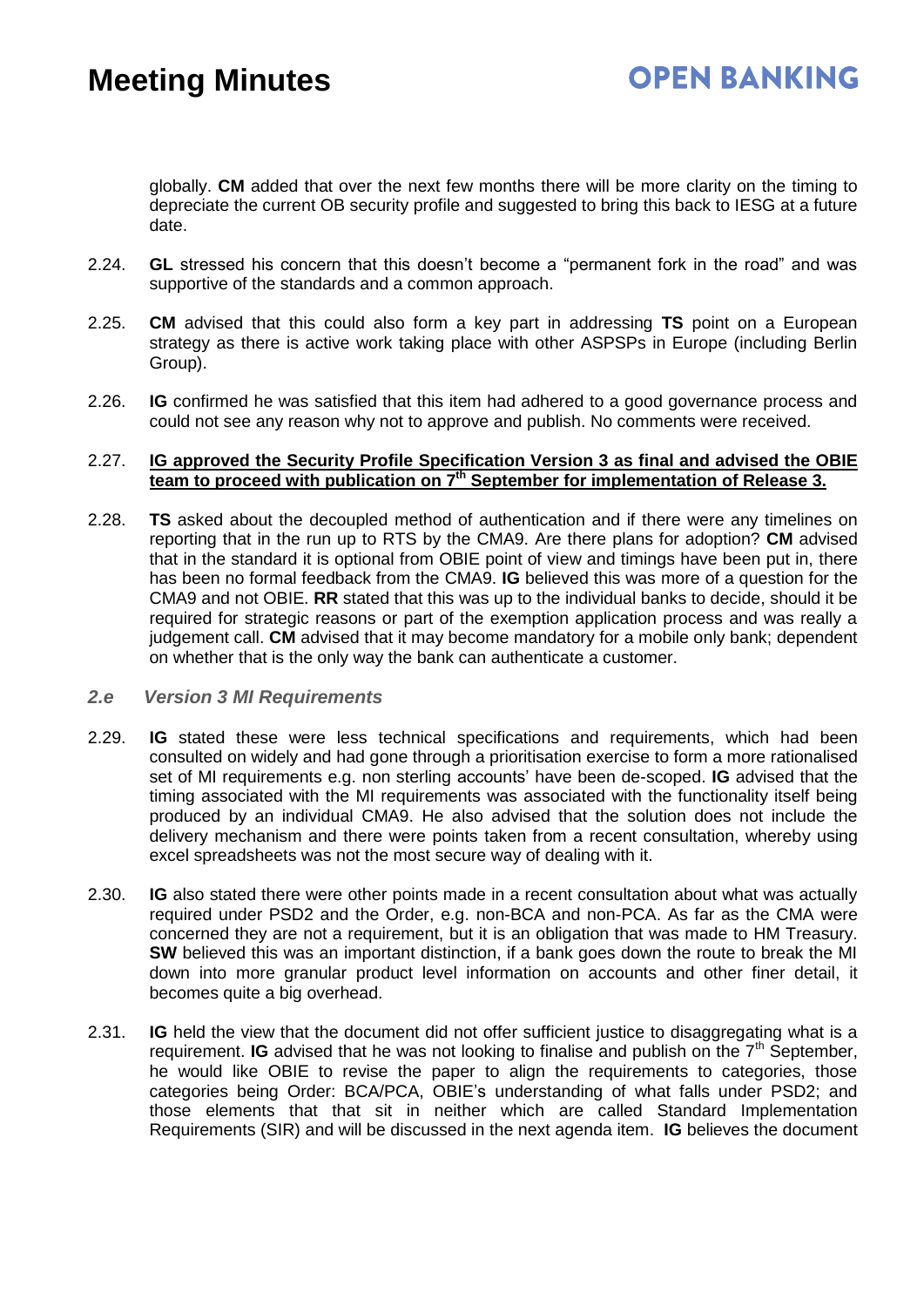globally. **CM** added that over the next few months there will be more clarity on the timing to depreciate the current OB security profile and suggested to bring this back to IESG at a future date.

2.24. **GL** stressed his concern that this doesn't become a "permanent fork in the road" and was supportive of the standards and a common approach.

2.25. **CM** advised that this could also form a key part in addressing **TS** point on a European strategy as there is active work taking place with other ASPSPs in Europe (including Berlin Group).

2.26. **IG** confirmed he was satisfied that this item had adhered to a good governance process and could not see any reason why not to approve and publish. No comments were received.

2.27. **IG approved the Security Profile Specification Version 3 as final and advised the OBIE team to proceed with publication on 7th September for implementation of Release 3.**

2.28. **TS** asked about the decoupled method of authentication and if there were any timelines on reporting that in the run up to RTS by the CMA9. Are there plans for adoption? **CM** advised that in the standard it is optional from OBIE point of view and timings have been put in, there has been no formal feedback from the CMA9. **IG** believed this was more of a question for the CMA9 and not OBIE. **RR** stated that this was up to the individual banks to decide, should it be required for strategic reasons or part of the exemption application process and was really a judgement call. **CM** advised that it may become mandatory for a mobile only bank; dependent on whether that is the only way the bank can authenticate a customer.

### *2.e Version 3 MI Requirements*

2.29. **IG** stated these were less technical specifications and requirements, which had been consulted on widely and had gone through a prioritisation exercise to form a more rationalised set of MI requirements e.g. non sterling accounts' have been de-scoped. **IG** advised that the timing associated with the MI requirements was associated with the functionality itself being produced by an individual CMA9. He also advised that the solution does not include the delivery mechanism and there were points taken from a recent consultation, whereby using excel spreadsheets was not the most secure way of dealing with it.

2.30. **IG** also stated there were other points made in a recent consultation about what was actually required under PSD2 and the Order, e.g. non-BCA and non-PCA. As far as the CMA were concerned they are not a requirement, but it is an obligation that was made to HM Treasury. **SW** believed this was an important distinction, if a bank goes down the route to break the MI down into more granular product level information on accounts and other finer detail, it becomes quite a big overhead.

2.31. **IG** held the view that the document did not offer sufficient justice to disaggregating what is a requirement. **IG** advised that he was not looking to finalise and publish on the 7th September, he would like OBIE to revise the paper to align the requirements to categories, those categories being Order: BCA/PCA, OBIE's understanding of what falls under PSD2; and those elements that that sit in neither which are called Standard Implementation Requirements (SIR) and will be discussed in the next agenda item. **IG** believes the document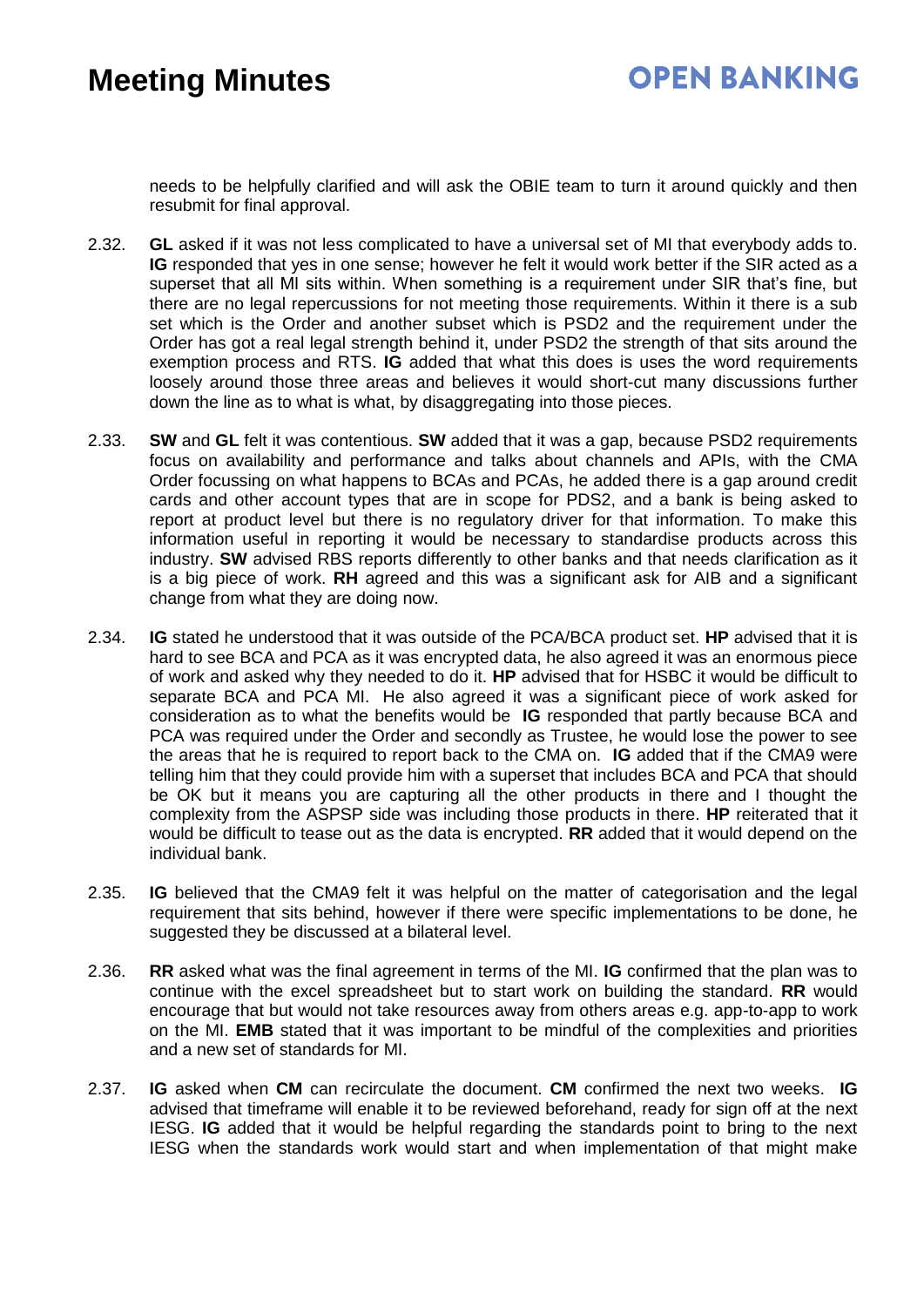needs to be helpfully clarified and will ask the OBIE team to turn it around quickly and then resubmit for final approval.

2.32. **GL** asked if it was not less complicated to have a universal set of MI that everybody adds to. **IG** responded that yes in one sense; however he felt it would work better if the SIR acted as a superset that all MI sits within. When something is a requirement under SIR that's fine, but there are no legal repercussions for not meeting those requirements. Within it there is a sub set which is the Order and another subset which is PSD2 and the requirement under the Order has got a real legal strength behind it, under PSD2 the strength of that sits around the exemption process and RTS. **IG** added that what this does is uses the word requirements loosely around those three areas and believes it would short-cut many discussions further down the line as to what is what, by disaggregating into those pieces.

2.33. **SW** and **GL** felt it was contentious. **SW** added that it was a gap, because PSD2 requirements focus on availability and performance and talks about channels and APIs, with the CMA Order focussing on what happens to BCAs and PCAs, he added there is a gap around credit cards and other account types that are in scope for PDS2, and a bank is being asked to report at product level but there is no regulatory driver for that information. To make this information useful in reporting it would be necessary to standardise products across this industry. **SW** advised RBS reports differently to other banks and that needs clarification as it is a big piece of work. **RH** agreed and this was a significant ask for AIB and a significant change from what they are doing now.

2.34. **IG** stated he understood that it was outside of the PCA/BCA product set. **HP** advised that it is hard to see BCA and PCA as it was encrypted data, he also agreed it was an enormous piece of work and asked why they needed to do it. **HP** advised that for HSBC it would be difficult to separate BCA and PCA MI. He also agreed it was a significant piece of work asked for consideration as to what the benefits would be **IG** responded that partly because BCA and PCA was required under the Order and secondly as Trustee, he would lose the power to see the areas that he is required to report back to the CMA on. **IG** added that if the CMA9 were telling him that they could provide him with a superset that includes BCA and PCA that should be OK but it means you are capturing all the other products in there and I thought the complexity from the ASPSP side was including those products in there. **HP** reiterated that it would be difficult to tease out as the data is encrypted. **RR** added that it would depend on the individual bank.

2.35. **IG** believed that the CMA9 felt it was helpful on the matter of categorisation and the legal requirement that sits behind, however if there were specific implementations to be done, he suggested they be discussed at a bilateral level.

2.36. **RR** asked what was the final agreement in terms of the MI. **IG** confirmed that the plan was to continue with the excel spreadsheet but to start work on building the standard. **RR** would encourage that but would not take resources away from others areas e.g. app-to-app to work on the MI. **EMB** stated that it was important to be mindful of the complexities and priorities and a new set of standards for MI.

2.37. **IG** asked when **CM** can recirculate the document. **CM** confirmed the next two weeks. **IG** advised that timeframe will enable it to be reviewed beforehand, ready for sign off at the next IESG. **IG** added that it would be helpful regarding the standards point to bring to the next IESG when the standards work would start and when implementation of that might make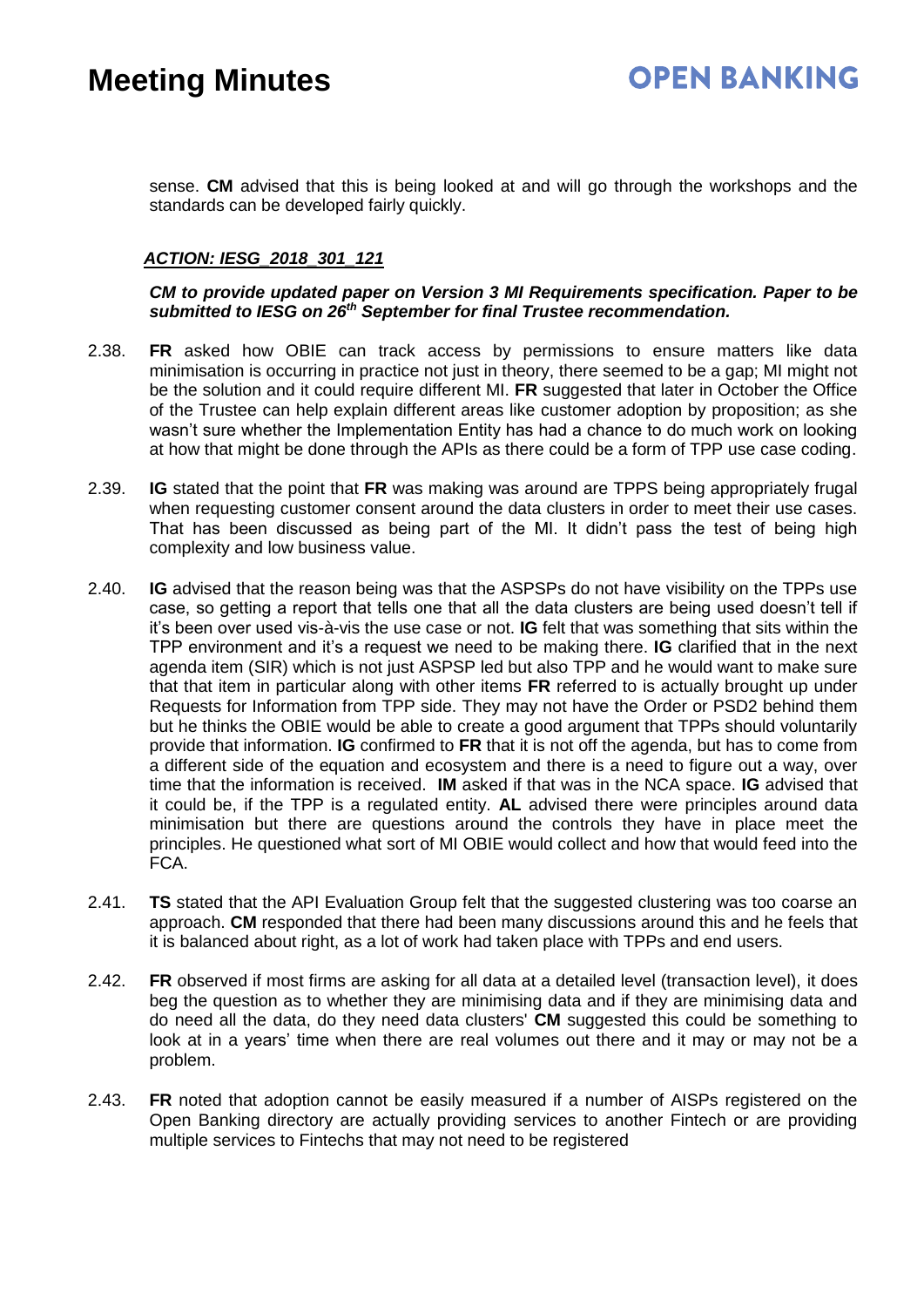sense. **CM** advised that this is being looked at and will go through the workshops and the standards can be developed fairly quickly.

***ACTION: IESG_2018_301_121***

***CM to provide updated paper on Version 3 MI Requirements specification. Paper to be submitted to IESG on 26th September for final Trustee recommendation.***

2.38. **FR** asked how OBIE can track access by permissions to ensure matters like data minimisation is occurring in practice not just in theory, there seemed to be a gap; MI might not be the solution and it could require different MI. **FR** suggested that later in October the Office of the Trustee can help explain different areas like customer adoption by proposition; as she wasn't sure whether the Implementation Entity has had a chance to do much work on looking at how that might be done through the APIs as there could be a form of TPP use case coding.

2.39. **IG** stated that the point that **FR** was making was around are TPPS being appropriately frugal when requesting customer consent around the data clusters in order to meet their use cases. That has been discussed as being part of the MI. It didn't pass the test of being high complexity and low business value.

2.40. **IG** advised that the reason being was that the ASPSPs do not have visibility on the TPPs use case, so getting a report that tells one that all the data clusters are being used doesn't tell if it's been over used vis-à-vis the use case or not. **IG** felt that was something that sits within the TPP environment and it's a request we need to be making there. **IG** clarified that in the next agenda item (SIR) which is not just ASPSP led but also TPP and he would want to make sure that that item in particular along with other items **FR** referred to is actually brought up under Requests for Information from TPP side. They may not have the Order or PSD2 behind them but he thinks the OBIE would be able to create a good argument that TPPs should voluntarily provide that information. **IG** confirmed to **FR** that it is not off the agenda, but has to come from a different side of the equation and ecosystem and there is a need to figure out a way, over time that the information is received. **IM** asked if that was in the NCA space. **IG** advised that it could be, if the TPP is a regulated entity. **AL** advised there were principles around data minimisation but there are questions around the controls they have in place meet the principles. He questioned what sort of MI OBIE would collect and how that would feed into the FCA.

2.41. **TS** stated that the API Evaluation Group felt that the suggested clustering was too coarse an approach. **CM** responded that there had been many discussions around this and he feels that it is balanced about right, as a lot of work had taken place with TPPs and end users.

2.42. **FR** observed if most firms are asking for all data at a detailed level (transaction level), it does beg the question as to whether they are minimising data and if they are minimising data and do need all the data, do they need data clusters' **CM** suggested this could be something to look at in a years' time when there are real volumes out there and it may or may not be a problem.

2.43. **FR** noted that adoption cannot be easily measured if a number of AISPs registered on the Open Banking directory are actually providing services to another Fintech or are providing multiple services to Fintechs that may not need to be registered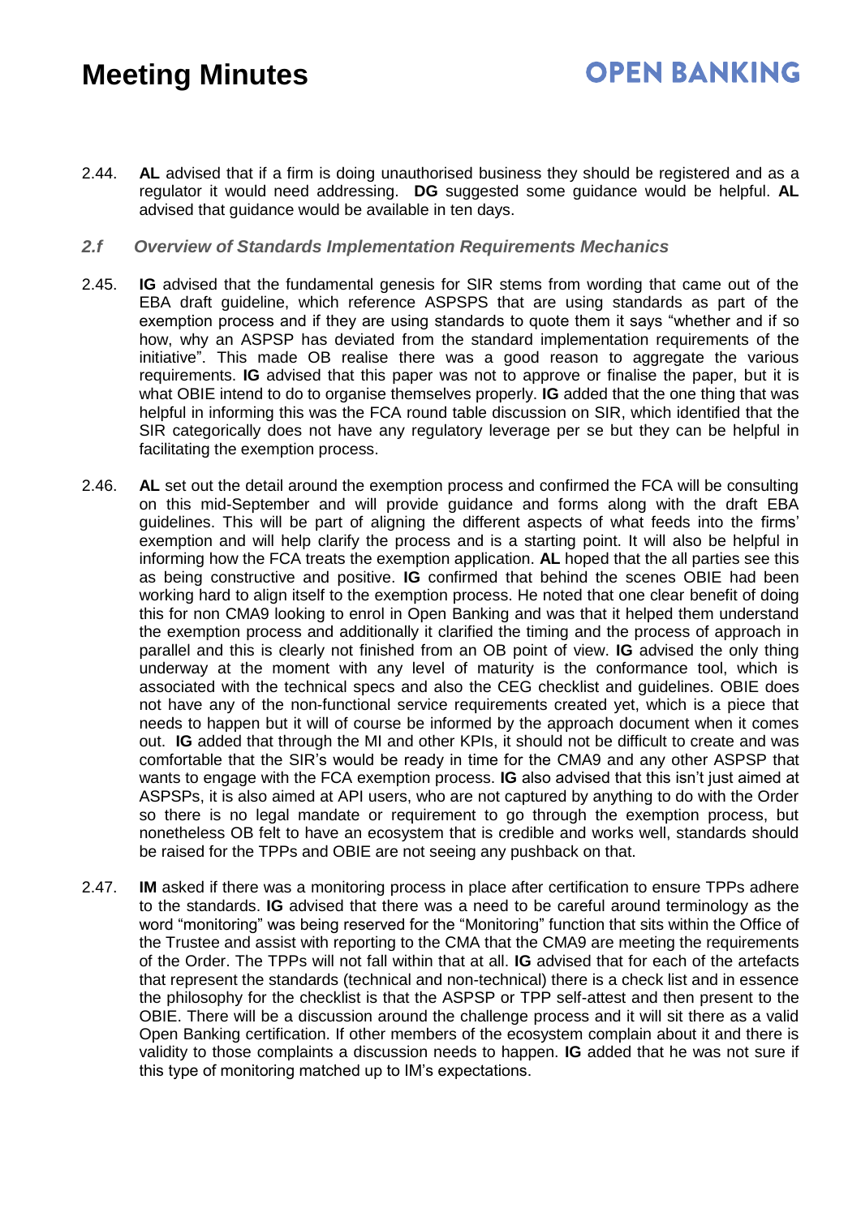2.44. **AL** advised that if a firm is doing unauthorised business they should be registered and as a regulator it would need addressing. **DG** suggested some guidance would be helpful. **AL** advised that guidance would be available in ten days.

### *2.f Overview of Standards Implementation Requirements Mechanics*

2.45. **IG** advised that the fundamental genesis for SIR stems from wording that came out of the EBA draft guideline, which reference ASPSPS that are using standards as part of the exemption process and if they are using standards to quote them it says "whether and if so how, why an ASPSP has deviated from the standard implementation requirements of the initiative". This made OB realise there was a good reason to aggregate the various requirements. **IG** advised that this paper was not to approve or finalise the paper, but it is what OBIE intend to do to organise themselves properly. **IG** added that the one thing that was helpful in informing this was the FCA round table discussion on SIR, which identified that the SIR categorically does not have any regulatory leverage per se but they can be helpful in facilitating the exemption process.

2.46. **AL** set out the detail around the exemption process and confirmed the FCA will be consulting on this mid-September and will provide guidance and forms along with the draft EBA guidelines. This will be part of aligning the different aspects of what feeds into the firms' exemption and will help clarify the process and is a starting point. It will also be helpful in informing how the FCA treats the exemption application. **AL** hoped that the all parties see this as being constructive and positive. **IG** confirmed that behind the scenes OBIE had been working hard to align itself to the exemption process. He noted that one clear benefit of doing this for non CMA9 looking to enrol in Open Banking and was that it helped them understand the exemption process and additionally it clarified the timing and the process of approach in parallel and this is clearly not finished from an OB point of view. **IG** advised the only thing underway at the moment with any level of maturity is the conformance tool, which is associated with the technical specs and also the CEG checklist and guidelines. OBIE does not have any of the non-functional service requirements created yet, which is a piece that needs to happen but it will of course be informed by the approach document when it comes out. **IG** added that through the MI and other KPIs, it should not be difficult to create and was comfortable that the SIR's would be ready in time for the CMA9 and any other ASPSP that wants to engage with the FCA exemption process. **IG** also advised that this isn't just aimed at ASPSPs, it is also aimed at API users, who are not captured by anything to do with the Order so there is no legal mandate or requirement to go through the exemption process, but nonetheless OB felt to have an ecosystem that is credible and works well, standards should be raised for the TPPs and OBIE are not seeing any pushback on that.

2.47. **IM** asked if there was a monitoring process in place after certification to ensure TPPs adhere to the standards. **IG** advised that there was a need to be careful around terminology as the word "monitoring" was being reserved for the "Monitoring" function that sits within the Office of the Trustee and assist with reporting to the CMA that the CMA9 are meeting the requirements of the Order. The TPPs will not fall within that at all. **IG** advised that for each of the artefacts that represent the standards (technical and non-technical) there is a check list and in essence the philosophy for the checklist is that the ASPSP or TPP self-attest and then present to the OBIE. There will be a discussion around the challenge process and it will sit there as a valid Open Banking certification. If other members of the ecosystem complain about it and there is validity to those complaints a discussion needs to happen. **IG** added that he was not sure if this type of monitoring matched up to IM's expectations.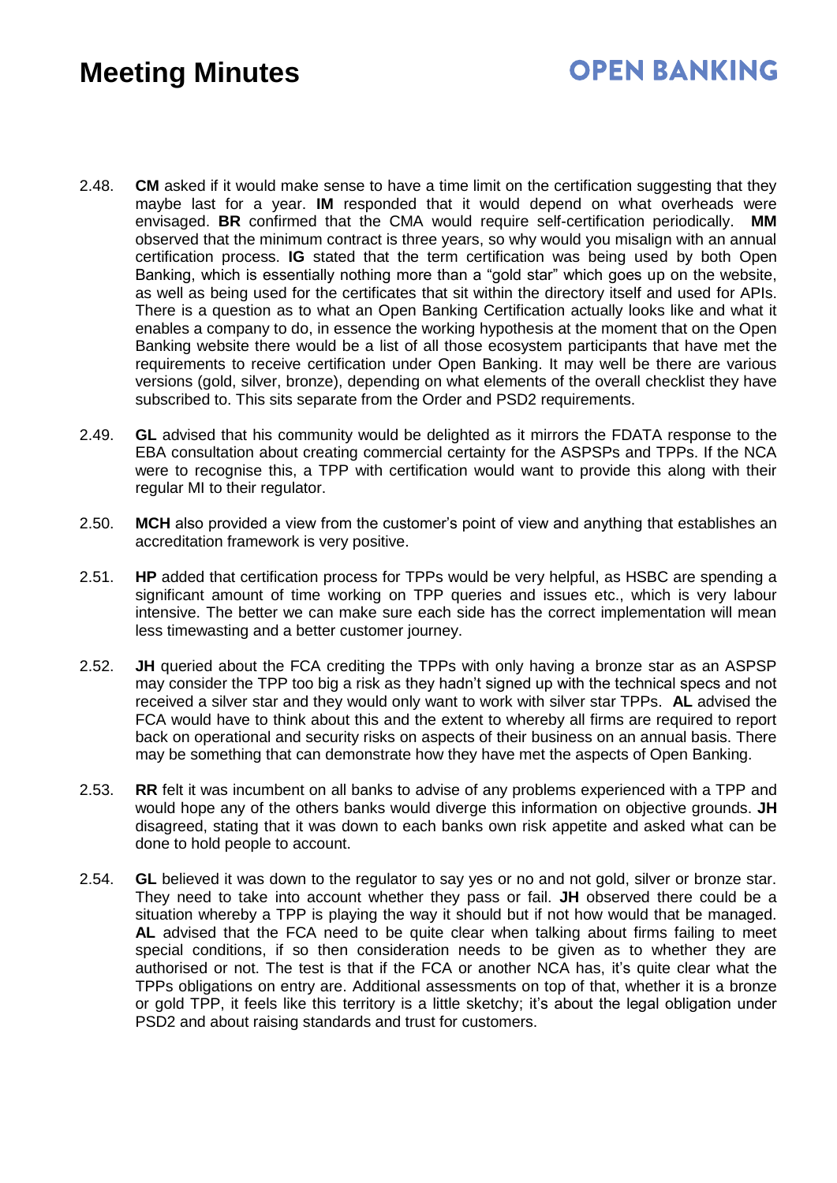2.48. **CM** asked if it would make sense to have a time limit on the certification suggesting that they maybe last for a year. **IM** responded that it would depend on what overheads were envisaged. **BR** confirmed that the CMA would require self-certification periodically. **MM** observed that the minimum contract is three years, so why would you misalign with an annual certification process. **IG** stated that the term certification was being used by both Open Banking, which is essentially nothing more than a "gold star" which goes up on the website, as well as being used for the certificates that sit within the directory itself and used for APIs. There is a question as to what an Open Banking Certification actually looks like and what it enables a company to do, in essence the working hypothesis at the moment that on the Open Banking website there would be a list of all those ecosystem participants that have met the requirements to receive certification under Open Banking. It may well be there are various versions (gold, silver, bronze), depending on what elements of the overall checklist they have subscribed to. This sits separate from the Order and PSD2 requirements.

2.49. **GL** advised that his community would be delighted as it mirrors the FDATA response to the EBA consultation about creating commercial certainty for the ASPSPs and TPPs. If the NCA were to recognise this, a TPP with certification would want to provide this along with their regular MI to their regulator.

2.50. **MCH** also provided a view from the customer's point of view and anything that establishes an accreditation framework is very positive.

2.51. **HP** added that certification process for TPPs would be very helpful, as HSBC are spending a significant amount of time working on TPP queries and issues etc., which is very labour intensive. The better we can make sure each side has the correct implementation will mean less timewasting and a better customer journey.

2.52. **JH** queried about the FCA crediting the TPPs with only having a bronze star as an ASPSP may consider the TPP too big a risk as they hadn't signed up with the technical specs and not received a silver star and they would only want to work with silver star TPPs. **AL** advised the FCA would have to think about this and the extent to whereby all firms are required to report back on operational and security risks on aspects of their business on an annual basis. There may be something that can demonstrate how they have met the aspects of Open Banking.

2.53. **RR** felt it was incumbent on all banks to advise of any problems experienced with a TPP and would hope any of the others banks would diverge this information on objective grounds. **JH** disagreed, stating that it was down to each banks own risk appetite and asked what can be done to hold people to account.

2.54. **GL** believed it was down to the regulator to say yes or no and not gold, silver or bronze star. They need to take into account whether they pass or fail. **JH** observed there could be a situation whereby a TPP is playing the way it should but if not how would that be managed. **AL** advised that the FCA need to be quite clear when talking about firms failing to meet special conditions, if so then consideration needs to be given as to whether they are authorised or not. The test is that if the FCA or another NCA has, it's quite clear what the TPPs obligations on entry are. Additional assessments on top of that, whether it is a bronze or gold TPP, it feels like this territory is a little sketchy; it's about the legal obligation under PSD2 and about raising standards and trust for customers.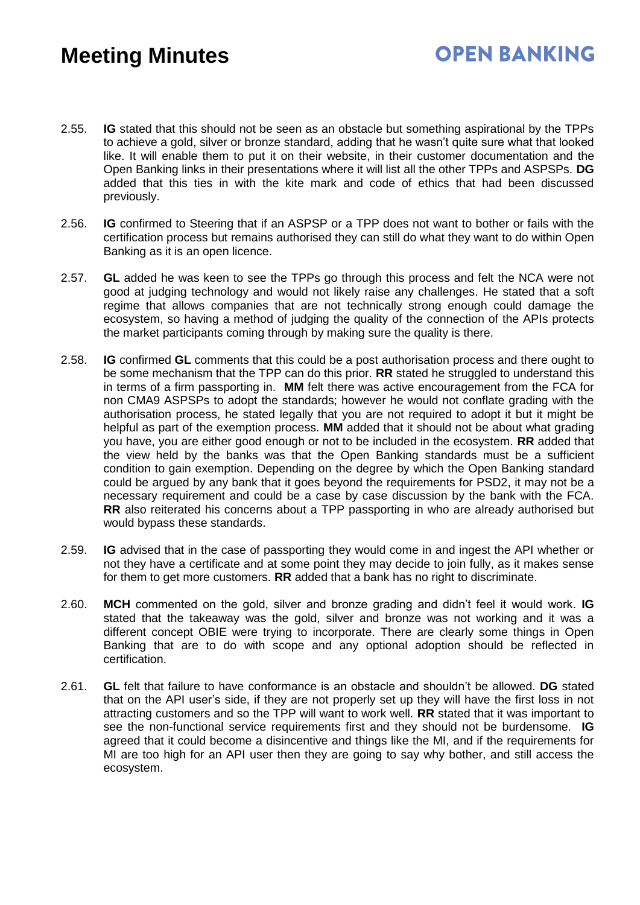2.55. **IG** stated that this should not be seen as an obstacle but something aspirational by the TPPs to achieve a gold, silver or bronze standard, adding that he wasn't quite sure what that looked like. It will enable them to put it on their website, in their customer documentation and the Open Banking links in their presentations where it will list all the other TPPs and ASPSPs. **DG** added that this ties in with the kite mark and code of ethics that had been discussed previously.

2.56. **IG** confirmed to Steering that if an ASPSP or a TPP does not want to bother or fails with the certification process but remains authorised they can still do what they want to do within Open Banking as it is an open licence.

2.57. **GL** added he was keen to see the TPPs go through this process and felt the NCA were not good at judging technology and would not likely raise any challenges. He stated that a soft regime that allows companies that are not technically strong enough could damage the ecosystem, so having a method of judging the quality of the connection of the APIs protects the market participants coming through by making sure the quality is there.

2.58. **IG** confirmed **GL** comments that this could be a post authorisation process and there ought to be some mechanism that the TPP can do this prior. **RR** stated he struggled to understand this in terms of a firm passporting in. **MM** felt there was active encouragement from the FCA for non CMA9 ASPSPs to adopt the standards; however he would not conflate grading with the authorisation process, he stated legally that you are not required to adopt it but it might be helpful as part of the exemption process. **MM** added that it should not be about what grading you have, you are either good enough or not to be included in the ecosystem. **RR** added that the view held by the banks was that the Open Banking standards must be a sufficient condition to gain exemption. Depending on the degree by which the Open Banking standard could be argued by any bank that it goes beyond the requirements for PSD2, it may not be a necessary requirement and could be a case by case discussion by the bank with the FCA. **RR** also reiterated his concerns about a TPP passporting in who are already authorised but would bypass these standards.

2.59. **IG** advised that in the case of passporting they would come in and ingest the API whether or not they have a certificate and at some point they may decide to join fully, as it makes sense for them to get more customers. **RR** added that a bank has no right to discriminate.

2.60. **MCH** commented on the gold, silver and bronze grading and didn't feel it would work. **IG** stated that the takeaway was the gold, silver and bronze was not working and it was a different concept OBIE were trying to incorporate. There are clearly some things in Open Banking that are to do with scope and any optional adoption should be reflected in certification.

2.61. **GL** felt that failure to have conformance is an obstacle and shouldn't be allowed. **DG** stated that on the API user's side, if they are not properly set up they will have the first loss in not attracting customers and so the TPP will want to work well. **RR** stated that it was important to see the non-functional service requirements first and they should not be burdensome. **IG** agreed that it could become a disincentive and things like the MI, and if the requirements for MI are too high for an API user then they are going to say why bother, and still access the ecosystem.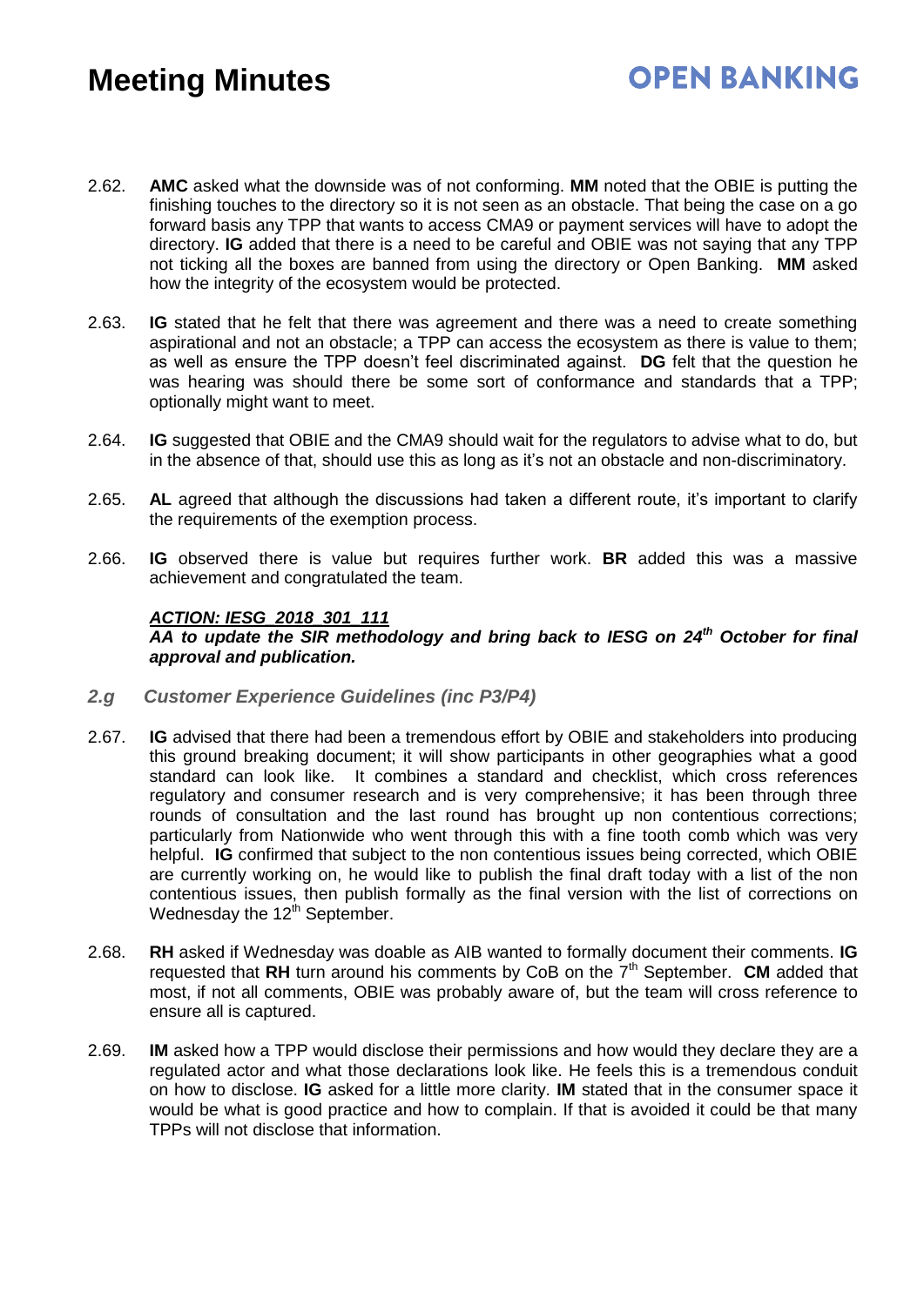2.62. **AMC** asked what the downside was of not conforming. **MM** noted that the OBIE is putting the finishing touches to the directory so it is not seen as an obstacle. That being the case on a go forward basis any TPP that wants to access CMA9 or payment services will have to adopt the directory. **IG** added that there is a need to be careful and OBIE was not saying that any TPP not ticking all the boxes are banned from using the directory or Open Banking. **MM** asked how the integrity of the ecosystem would be protected.

2.63. **IG** stated that he felt that there was agreement and there was a need to create something aspirational and not an obstacle; a TPP can access the ecosystem as there is value to them; as well as ensure the TPP doesn't feel discriminated against. **DG** felt that the question he was hearing was should there be some sort of conformance and standards that a TPP; optionally might want to meet.

2.64. **IG** suggested that OBIE and the CMA9 should wait for the regulators to advise what to do, but in the absence of that, should use this as long as it's not an obstacle and non-discriminatory.

2.65. **AL** agreed that although the discussions had taken a different route, it's important to clarify the requirements of the exemption process.

2.66. **IG** observed there is value but requires further work. **BR** added this was a massive achievement and congratulated the team.

***ACTION: IESG_2018_301_111***
***AA to update the SIR methodology and bring back to IESG on 24th October for final approval and publication.***

### *2.g Customer Experience Guidelines (inc P3/P4)*

2.67. **IG** advised that there had been a tremendous effort by OBIE and stakeholders into producing this ground breaking document; it will show participants in other geographies what a good standard can look like. It combines a standard and checklist, which cross references regulatory and consumer research and is very comprehensive; it has been through three rounds of consultation and the last round has brought up non contentious corrections; particularly from Nationwide who went through this with a fine tooth comb which was very helpful. **IG** confirmed that subject to the non contentious issues being corrected, which OBIE are currently working on, he would like to publish the final draft today with a list of the non contentious issues, then publish formally as the final version with the list of corrections on Wednesday the 12th September.

2.68. **RH** asked if Wednesday was doable as AIB wanted to formally document their comments. **IG** requested that **RH** turn around his comments by CoB on the 7th September. **CM** added that most, if not all comments, OBIE was probably aware of, but the team will cross reference to ensure all is captured.

2.69. **IM** asked how a TPP would disclose their permissions and how would they declare they are a regulated actor and what those declarations look like. He feels this is a tremendous conduit on how to disclose. **IG** asked for a little more clarity. **IM** stated that in the consumer space it would be what is good practice and how to complain. If that is avoided it could be that many TPPs will not disclose that information.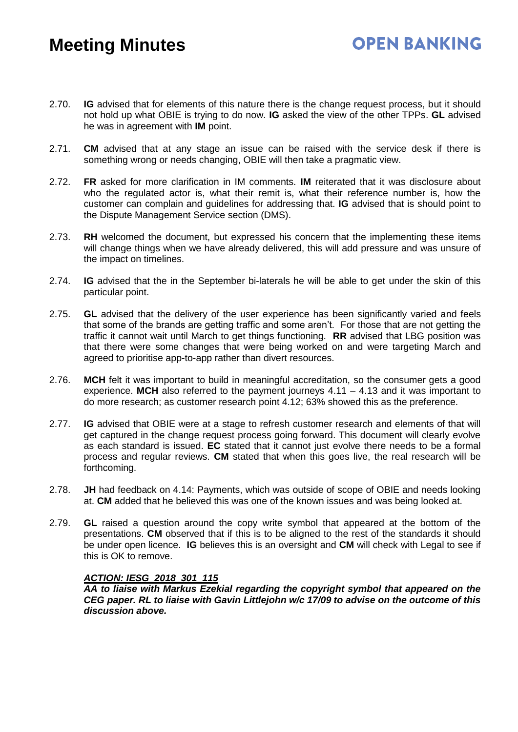2.70. **IG** advised that for elements of this nature there is the change request process, but it should not hold up what OBIE is trying to do now. **IG** asked the view of the other TPPs. **GL** advised he was in agreement with **IM** point.

2.71. **CM** advised that at any stage an issue can be raised with the service desk if there is something wrong or needs changing, OBIE will then take a pragmatic view.

2.72. **FR** asked for more clarification in IM comments. **IM** reiterated that it was disclosure about who the regulated actor is, what their remit is, what their reference number is, how the customer can complain and guidelines for addressing that. **IG** advised that is should point to the Dispute Management Service section (DMS).

2.73. **RH** welcomed the document, but expressed his concern that the implementing these items will change things when we have already delivered, this will add pressure and was unsure of the impact on timelines.

2.74. **IG** advised that the in the September bi-laterals he will be able to get under the skin of this particular point.

2.75. **GL** advised that the delivery of the user experience has been significantly varied and feels that some of the brands are getting traffic and some aren't. For those that are not getting the traffic it cannot wait until March to get things functioning. **RR** advised that LBG position was that there were some changes that were being worked on and were targeting March and agreed to prioritise app-to-app rather than divert resources.

2.76. **MCH** felt it was important to build in meaningful accreditation, so the consumer gets a good experience. **MCH** also referred to the payment journeys 4.11 – 4.13 and it was important to do more research; as customer research point 4.12; 63% showed this as the preference.

2.77. **IG** advised that OBIE were at a stage to refresh customer research and elements of that will get captured in the change request process going forward. This document will clearly evolve as each standard is issued. **EC** stated that it cannot just evolve there needs to be a formal process and regular reviews. **CM** stated that when this goes live, the real research will be forthcoming.

2.78. **JH** had feedback on 4.14: Payments, which was outside of scope of OBIE and needs looking at. **CM** added that he believed this was one of the known issues and was being looked at.

2.79. **GL** raised a question around the copy write symbol that appeared at the bottom of the presentations. **CM** observed that if this is to be aligned to the rest of the standards it should be under open licence. **IG** believes this is an oversight and **CM** will check with Legal to see if this is OK to remove.

***ACTION: IESG_2018_301_115***
***AA to liaise with Markus Ezekial regarding the copyright symbol that appeared on the CEG paper. RL to liaise with Gavin Littlejohn w/c 17/09 to advise on the outcome of this discussion above.***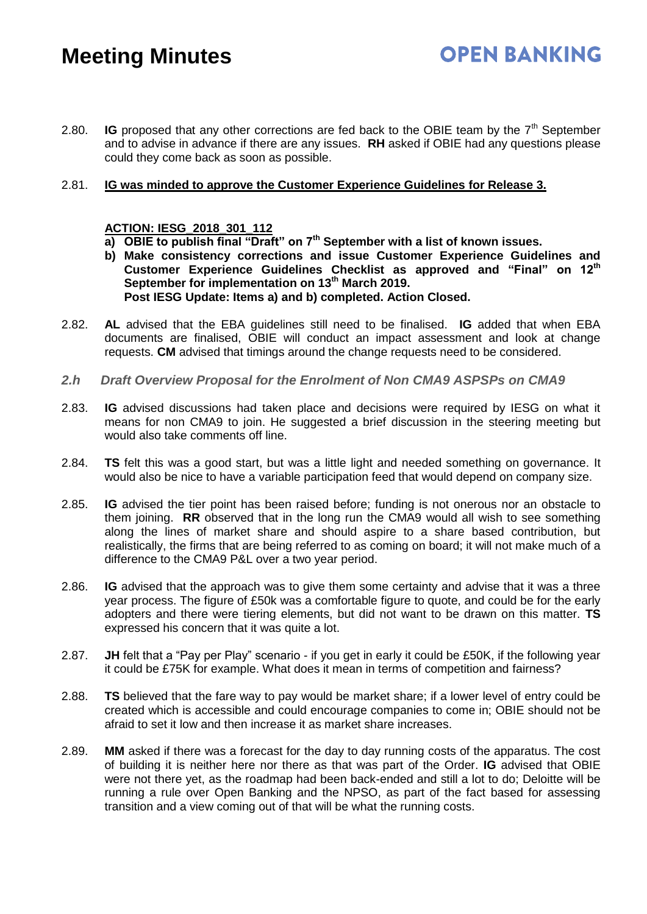2.80. **IG** proposed that any other corrections are fed back to the OBIE team by the 7th September and to advise in advance if there are any issues. **RH** asked if OBIE had any questions please could they come back as soon as possible.

2.81. **IG was minded to approve the Customer Experience Guidelines for Release 3.**

**ACTION: IESG_2018_301_112**

**a) OBIE to publish final "Draft" on 7th September with a list of known issues.**

**b) Make consistency corrections and issue Customer Experience Guidelines and Customer Experience Guidelines Checklist as approved and "Final" on 12th September for implementation on 13th March 2019.**
**Post IESG Update: Items a) and b) completed. Action Closed.**

2.82. **AL** advised that the EBA guidelines still need to be finalised. **IG** added that when EBA documents are finalised, OBIE will conduct an impact assessment and look at change requests. **CM** advised that timings around the change requests need to be considered.

### *2.h Draft Overview Proposal for the Enrolment of Non CMA9 ASPSPs on CMA9*

2.83. **IG** advised discussions had taken place and decisions were required by IESG on what it means for non CMA9 to join. He suggested a brief discussion in the steering meeting but would also take comments off line.

2.84. **TS** felt this was a good start, but was a little light and needed something on governance. It would also be nice to have a variable participation feed that would depend on company size.

2.85. **IG** advised the tier point has been raised before; funding is not onerous nor an obstacle to them joining. **RR** observed that in the long run the CMA9 would all wish to see something along the lines of market share and should aspire to a share based contribution, but realistically, the firms that are being referred to as coming on board; it will not make much of a difference to the CMA9 P&L over a two year period.

2.86. **IG** advised that the approach was to give them some certainty and advise that it was a three year process. The figure of £50k was a comfortable figure to quote, and could be for the early adopters and there were tiering elements, but did not want to be drawn on this matter. **TS** expressed his concern that it was quite a lot.

2.87. **JH** felt that a "Pay per Play" scenario - if you get in early it could be £50K, if the following year it could be £75K for example. What does it mean in terms of competition and fairness?

2.88. **TS** believed that the fare way to pay would be market share; if a lower level of entry could be created which is accessible and could encourage companies to come in; OBIE should not be afraid to set it low and then increase it as market share increases.

2.89. **MM** asked if there was a forecast for the day to day running costs of the apparatus. The cost of building it is neither here nor there as that was part of the Order. **IG** advised that OBIE were not there yet, as the roadmap had been back-ended and still a lot to do; Deloitte will be running a rule over Open Banking and the NPSO, as part of the fact based for assessing transition and a view coming out of that will be what the running costs.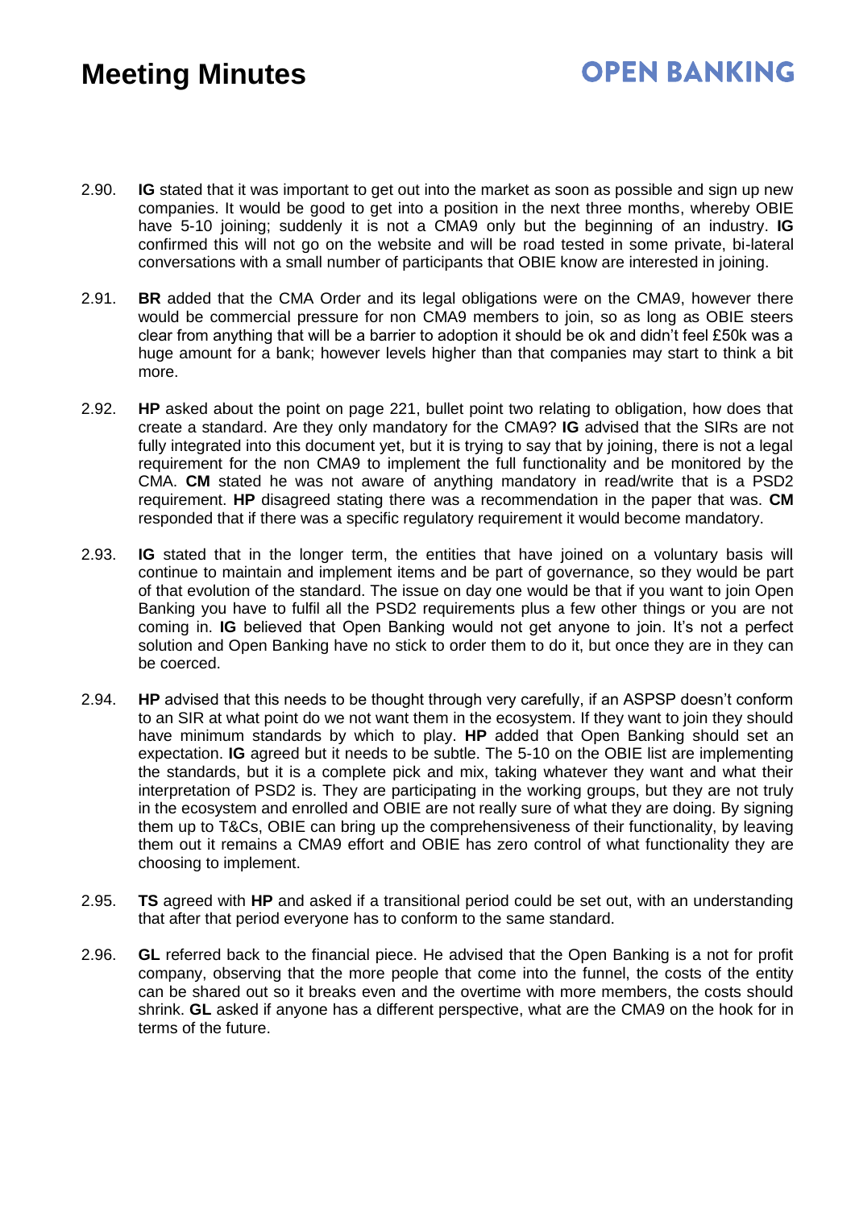2.90. **IG** stated that it was important to get out into the market as soon as possible and sign up new companies. It would be good to get into a position in the next three months, whereby OBIE have 5-10 joining; suddenly it is not a CMA9 only but the beginning of an industry. **IG** confirmed this will not go on the website and will be road tested in some private, bi-lateral conversations with a small number of participants that OBIE know are interested in joining.

2.91. **BR** added that the CMA Order and its legal obligations were on the CMA9, however there would be commercial pressure for non CMA9 members to join, so as long as OBIE steers clear from anything that will be a barrier to adoption it should be ok and didn't feel £50k was a huge amount for a bank; however levels higher than that companies may start to think a bit more.

2.92. **HP** asked about the point on page 221, bullet point two relating to obligation, how does that create a standard. Are they only mandatory for the CMA9? **IG** advised that the SIRs are not fully integrated into this document yet, but it is trying to say that by joining, there is not a legal requirement for the non CMA9 to implement the full functionality and be monitored by the CMA. **CM** stated he was not aware of anything mandatory in read/write that is a PSD2 requirement. **HP** disagreed stating there was a recommendation in the paper that was. **CM** responded that if there was a specific regulatory requirement it would become mandatory.

2.93. **IG** stated that in the longer term, the entities that have joined on a voluntary basis will continue to maintain and implement items and be part of governance, so they would be part of that evolution of the standard. The issue on day one would be that if you want to join Open Banking you have to fulfil all the PSD2 requirements plus a few other things or you are not coming in. **IG** believed that Open Banking would not get anyone to join. It's not a perfect solution and Open Banking have no stick to order them to do it, but once they are in they can be coerced.

2.94. **HP** advised that this needs to be thought through very carefully, if an ASPSP doesn't conform to an SIR at what point do we not want them in the ecosystem. If they want to join they should have minimum standards by which to play. **HP** added that Open Banking should set an expectation. **IG** agreed but it needs to be subtle. The 5-10 on the OBIE list are implementing the standards, but it is a complete pick and mix, taking whatever they want and what their interpretation of PSD2 is. They are participating in the working groups, but they are not truly in the ecosystem and enrolled and OBIE are not really sure of what they are doing. By signing them up to T&Cs, OBIE can bring up the comprehensiveness of their functionality, by leaving them out it remains a CMA9 effort and OBIE has zero control of what functionality they are choosing to implement.

2.95. **TS** agreed with **HP** and asked if a transitional period could be set out, with an understanding that after that period everyone has to conform to the same standard.

2.96. **GL** referred back to the financial piece. He advised that the Open Banking is a not for profit company, observing that the more people that come into the funnel, the costs of the entity can be shared out so it breaks even and the overtime with more members, the costs should shrink. **GL** asked if anyone has a different perspective, what are the CMA9 on the hook for in terms of the future.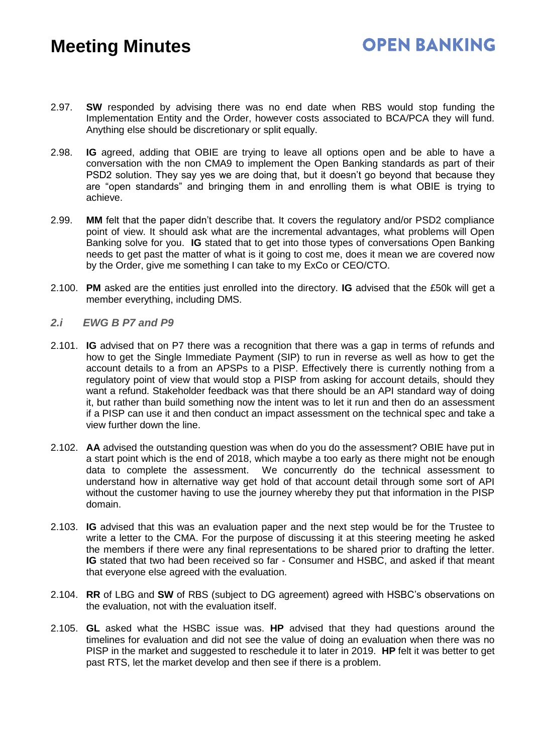2.97. **SW** responded by advising there was no end date when RBS would stop funding the Implementation Entity and the Order, however costs associated to BCA/PCA they will fund. Anything else should be discretionary or split equally.

2.98. **IG** agreed, adding that OBIE are trying to leave all options open and be able to have a conversation with the non CMA9 to implement the Open Banking standards as part of their PSD2 solution. They say yes we are doing that, but it doesn't go beyond that because they are "open standards" and bringing them in and enrolling them is what OBIE is trying to achieve.

2.99. **MM** felt that the paper didn't describe that. It covers the regulatory and/or PSD2 compliance point of view. It should ask what are the incremental advantages, what problems will Open Banking solve for you. **IG** stated that to get into those types of conversations Open Banking needs to get past the matter of what is it going to cost me, does it mean we are covered now by the Order, give me something I can take to my ExCo or CEO/CTO.

2.100. **PM** asked are the entities just enrolled into the directory. **IG** advised that the £50k will get a member everything, including DMS.

### *2.i EWG B P7 and P9*

2.101. **IG** advised that on P7 there was a recognition that there was a gap in terms of refunds and how to get the Single Immediate Payment (SIP) to run in reverse as well as how to get the account details to a from an APSPs to a PISP. Effectively there is currently nothing from a regulatory point of view that would stop a PISP from asking for account details, should they want a refund. Stakeholder feedback was that there should be an API standard way of doing it, but rather than build something now the intent was to let it run and then do an assessment if a PISP can use it and then conduct an impact assessment on the technical spec and take a view further down the line.

2.102. **AA** advised the outstanding question was when do you do the assessment? OBIE have put in a start point which is the end of 2018, which maybe a too early as there might not be enough data to complete the assessment. We concurrently do the technical assessment to understand how in alternative way get hold of that account detail through some sort of API without the customer having to use the journey whereby they put that information in the PISP domain.

2.103. **IG** advised that this was an evaluation paper and the next step would be for the Trustee to write a letter to the CMA. For the purpose of discussing it at this steering meeting he asked the members if there were any final representations to be shared prior to drafting the letter. **IG** stated that two had been received so far - Consumer and HSBC, and asked if that meant that everyone else agreed with the evaluation.

2.104. **RR** of LBG and **SW** of RBS (subject to DG agreement) agreed with HSBC's observations on the evaluation, not with the evaluation itself.

2.105. **GL** asked what the HSBC issue was. **HP** advised that they had questions around the timelines for evaluation and did not see the value of doing an evaluation when there was no PISP in the market and suggested to reschedule it to later in 2019. **HP** felt it was better to get past RTS, let the market develop and then see if there is a problem.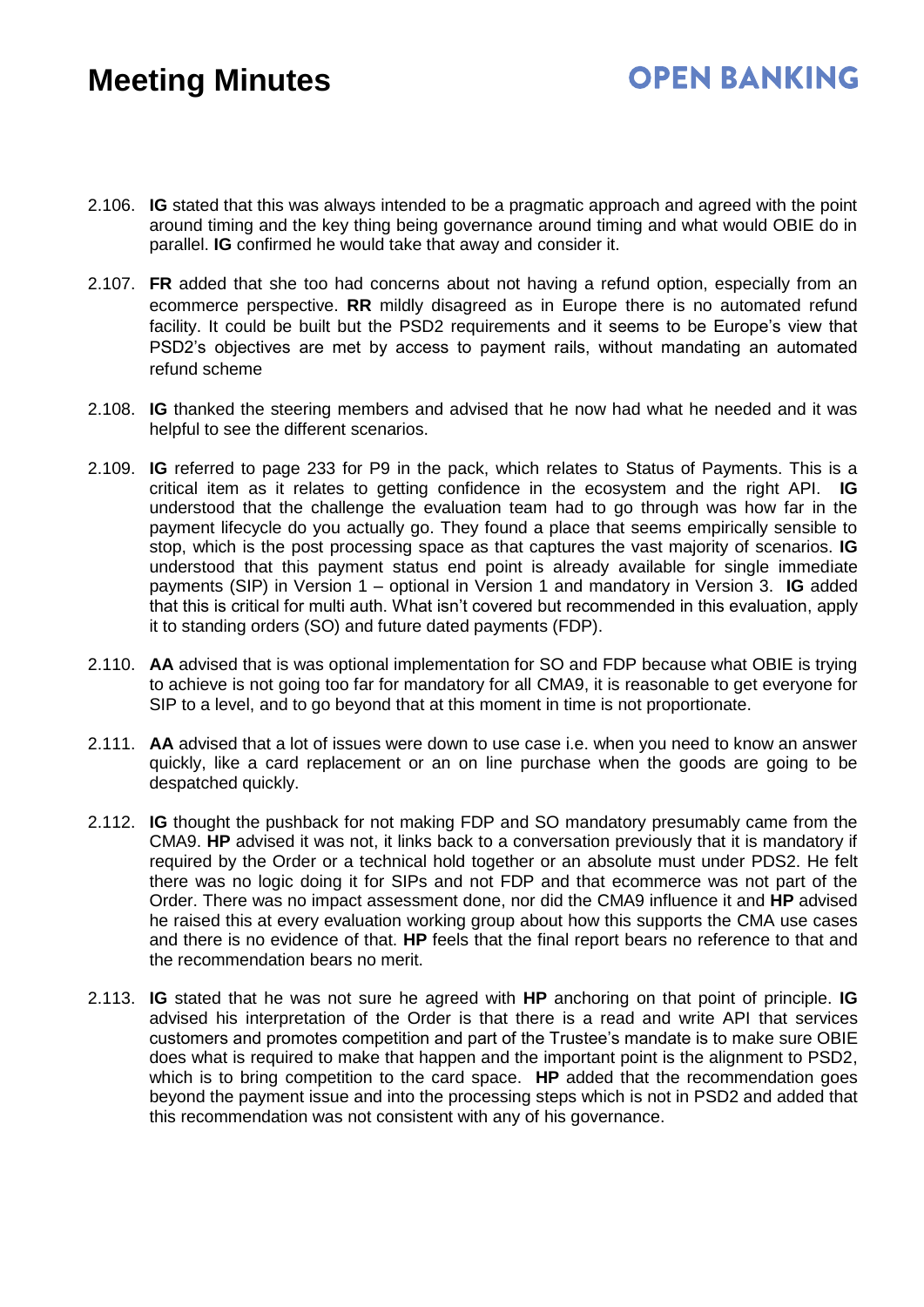2.106. **IG** stated that this was always intended to be a pragmatic approach and agreed with the point around timing and the key thing being governance around timing and what would OBIE do in parallel. **IG** confirmed he would take that away and consider it.

2.107. **FR** added that she too had concerns about not having a refund option, especially from an ecommerce perspective. **RR** mildly disagreed as in Europe there is no automated refund facility. It could be built but the PSD2 requirements and it seems to be Europe's view that PSD2's objectives are met by access to payment rails, without mandating an automated refund scheme

2.108. **IG** thanked the steering members and advised that he now had what he needed and it was helpful to see the different scenarios.

2.109. **IG** referred to page 233 for P9 in the pack, which relates to Status of Payments. This is a critical item as it relates to getting confidence in the ecosystem and the right API. **IG** understood that the challenge the evaluation team had to go through was how far in the payment lifecycle do you actually go. They found a place that seems empirically sensible to stop, which is the post processing space as that captures the vast majority of scenarios. **IG** understood that this payment status end point is already available for single immediate payments (SIP) in Version 1 – optional in Version 1 and mandatory in Version 3. **IG** added that this is critical for multi auth. What isn't covered but recommended in this evaluation, apply it to standing orders (SO) and future dated payments (FDP).

2.110. **AA** advised that is was optional implementation for SO and FDP because what OBIE is trying to achieve is not going too far for mandatory for all CMA9, it is reasonable to get everyone for SIP to a level, and to go beyond that at this moment in time is not proportionate.

2.111. **AA** advised that a lot of issues were down to use case i.e. when you need to know an answer quickly, like a card replacement or an on line purchase when the goods are going to be despatched quickly.

2.112. **IG** thought the pushback for not making FDP and SO mandatory presumably came from the CMA9. **HP** advised it was not, it links back to a conversation previously that it is mandatory if required by the Order or a technical hold together or an absolute must under PDS2. He felt there was no logic doing it for SIPs and not FDP and that ecommerce was not part of the Order. There was no impact assessment done, nor did the CMA9 influence it and **HP** advised he raised this at every evaluation working group about how this supports the CMA use cases and there is no evidence of that. **HP** feels that the final report bears no reference to that and the recommendation bears no merit.

2.113. **IG** stated that he was not sure he agreed with **HP** anchoring on that point of principle. **IG** advised his interpretation of the Order is that there is a read and write API that services customers and promotes competition and part of the Trustee's mandate is to make sure OBIE does what is required to make that happen and the important point is the alignment to PSD2, which is to bring competition to the card space. **HP** added that the recommendation goes beyond the payment issue and into the processing steps which is not in PSD2 and added that this recommendation was not consistent with any of his governance.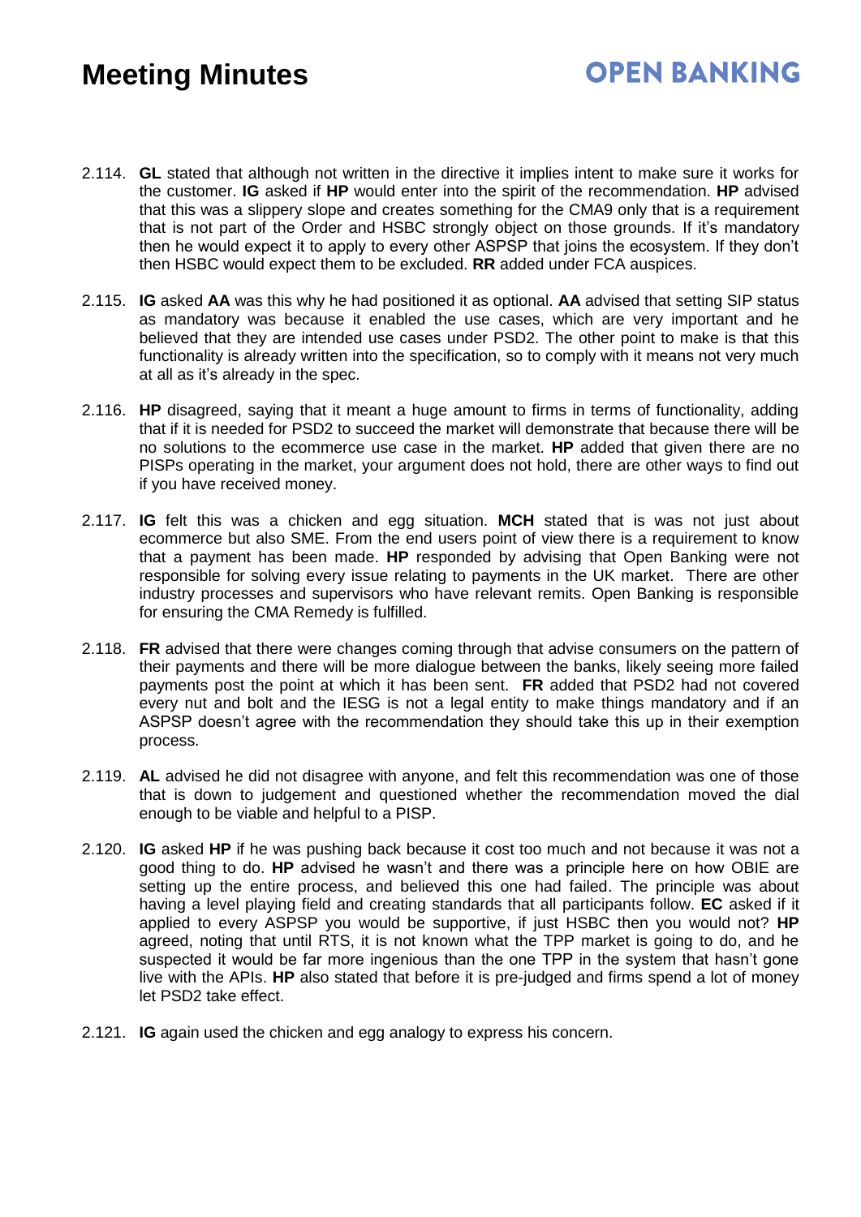2.114. **GL** stated that although not written in the directive it implies intent to make sure it works for the customer. **IG** asked if **HP** would enter into the spirit of the recommendation. **HP** advised that this was a slippery slope and creates something for the CMA9 only that is a requirement that is not part of the Order and HSBC strongly object on those grounds. If it's mandatory then he would expect it to apply to every other ASPSP that joins the ecosystem. If they don't then HSBC would expect them to be excluded. **RR** added under FCA auspices.

2.115. **IG** asked **AA** was this why he had positioned it as optional. **AA** advised that setting SIP status as mandatory was because it enabled the use cases, which are very important and he believed that they are intended use cases under PSD2. The other point to make is that this functionality is already written into the specification, so to comply with it means not very much at all as it's already in the spec.

2.116. **HP** disagreed, saying that it meant a huge amount to firms in terms of functionality, adding that if it is needed for PSD2 to succeed the market will demonstrate that because there will be no solutions to the ecommerce use case in the market. **HP** added that given there are no PISPs operating in the market, your argument does not hold, there are other ways to find out if you have received money.

2.117. **IG** felt this was a chicken and egg situation. **MCH** stated that is was not just about ecommerce but also SME. From the end users point of view there is a requirement to know that a payment has been made. **HP** responded by advising that Open Banking were not responsible for solving every issue relating to payments in the UK market. There are other industry processes and supervisors who have relevant remits. Open Banking is responsible for ensuring the CMA Remedy is fulfilled.

2.118. **FR** advised that there were changes coming through that advise consumers on the pattern of their payments and there will be more dialogue between the banks, likely seeing more failed payments post the point at which it has been sent. **FR** added that PSD2 had not covered every nut and bolt and the IESG is not a legal entity to make things mandatory and if an ASPSP doesn't agree with the recommendation they should take this up in their exemption process.

2.119. **AL** advised he did not disagree with anyone, and felt this recommendation was one of those that is down to judgement and questioned whether the recommendation moved the dial enough to be viable and helpful to a PISP.

2.120. **IG** asked **HP** if he was pushing back because it cost too much and not because it was not a good thing to do. **HP** advised he wasn't and there was a principle here on how OBIE are setting up the entire process, and believed this one had failed. The principle was about having a level playing field and creating standards that all participants follow. **EC** asked if it applied to every ASPSP you would be supportive, if just HSBC then you would not? **HP** agreed, noting that until RTS, it is not known what the TPP market is going to do, and he suspected it would be far more ingenious than the one TPP in the system that hasn't gone live with the APIs. **HP** also stated that before it is pre-judged and firms spend a lot of money let PSD2 take effect.

2.121. **IG** again used the chicken and egg analogy to express his concern.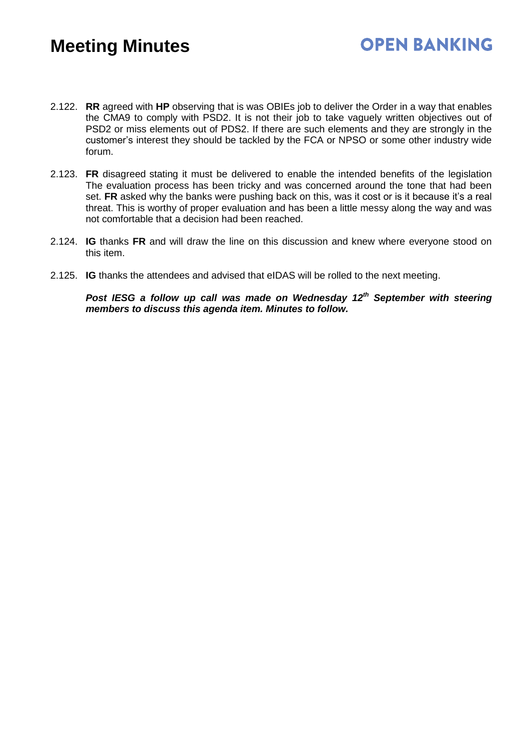2.122. **RR** agreed with **HP** observing that is was OBIEs job to deliver the Order in a way that enables the CMA9 to comply with PSD2. It is not their job to take vaguely written objectives out of PSD2 or miss elements out of PDS2. If there are such elements and they are strongly in the customer's interest they should be tackled by the FCA or NPSO or some other industry wide forum.

2.123. **FR** disagreed stating it must be delivered to enable the intended benefits of the legislation The evaluation process has been tricky and was concerned around the tone that had been set. **FR** asked why the banks were pushing back on this, was it cost or is it because it's a real threat. This is worthy of proper evaluation and has been a little messy along the way and was not comfortable that a decision had been reached.

2.124. **IG** thanks **FR** and will draw the line on this discussion and knew where everyone stood on this item.

2.125. **IG** thanks the attendees and advised that eIDAS will be rolled to the next meeting.

***Post IESG a follow up call was made on Wednesday 12th September with steering members to discuss this agenda item. Minutes to follow.***